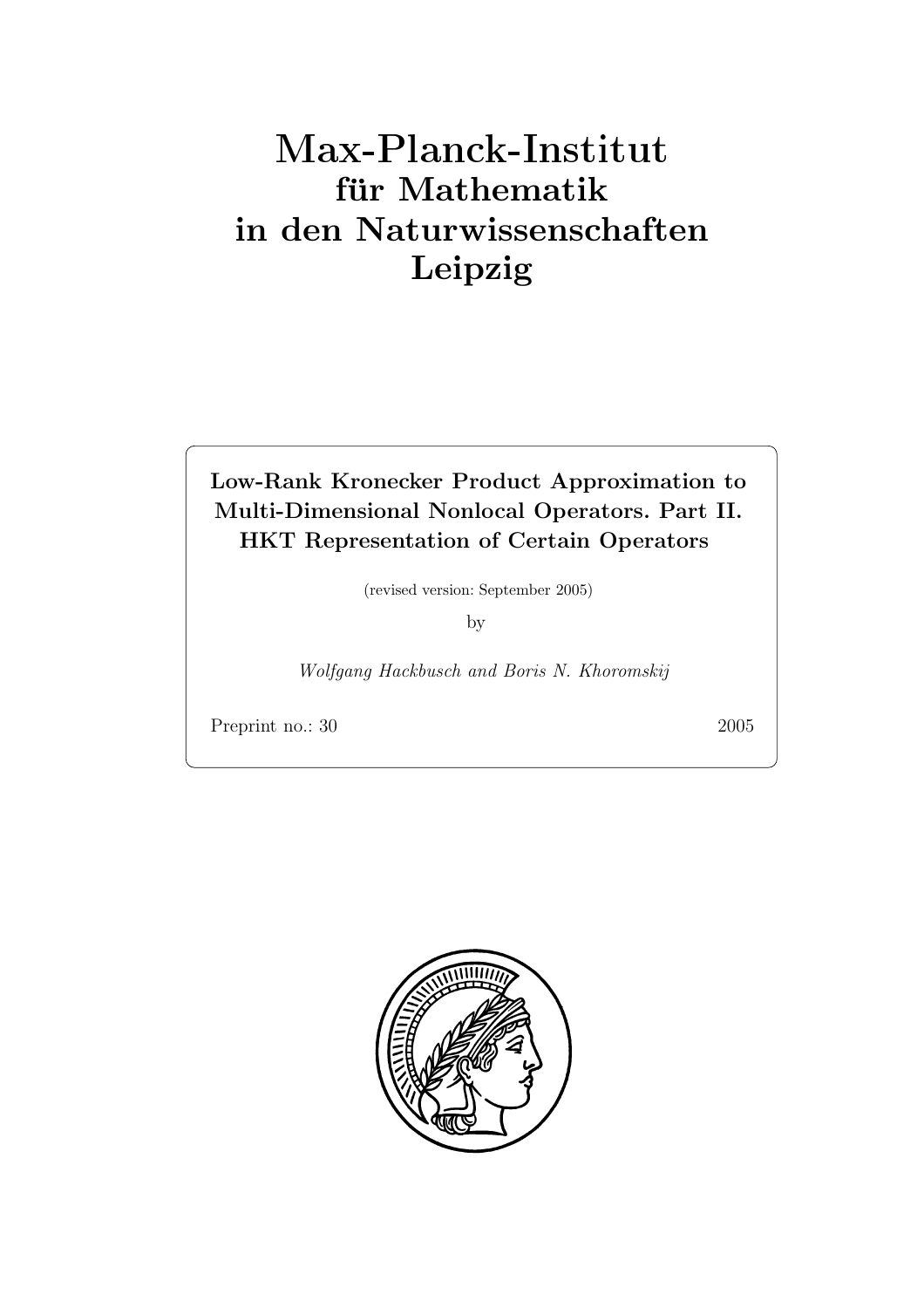# Max-Planck-Institut
## für Mathematik
## in den Naturwissenschaften
## Leipzig

**Low-Rank Kronecker Product Approximation to Multi-Dimensional Nonlocal Operators. Part II. HKT Representation of Certain Operators**

(revised version: September 2005)

by

*Wolfgang Hackbusch and Boris N. Khoromskij*

Preprint no.: 30 2005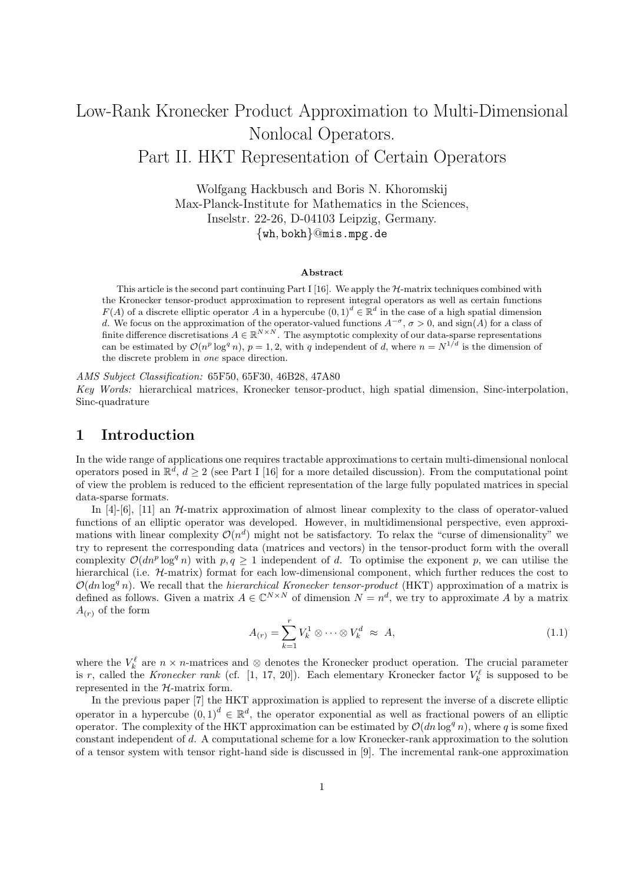# Low-Rank Kronecker Product Approximation to Multi-Dimensional Nonlocal Operators. Part II. HKT Representation of Certain Operators

Wolfgang Hackbusch and Boris N. Khoromskij  
Max-Planck-Institute for Mathematics in the Sciences,  
Inselstr. 22-26, D-04103 Leipzig, Germany.  
{wh, bokh}@mis.mpg.de

**Abstract**

This article is the second part continuing Part I [16]. We apply the $\mathcal{H}$-matrix techniques combined with the Kronecker tensor-product approximation to represent integral operators as well as certain functions $F(A)$ of a discrete elliptic operator $A$ in a hypercube $(0,1)^d \in \mathbb{R}^d$ in the case of a high spatial dimension $d$. We focus on the approximation of the operator-valued functions $A^{-\sigma}$, $\sigma > 0$, and $\operatorname{sign}(A)$ for a class of finite difference discretisations $A \in \mathbb{R}^{N\times N}$. The asymptotic complexity of our data-sparse representations can be estimated by $\mathcal{O}(n^p \log^q n)$, $p = 1, 2$, with $q$ independent of $d$, where $n = N^{1/d}$ is the dimension of the discrete problem in *one* space direction.

*AMS Subject Classification:* 65F50, 65F30, 46B28, 47A80  
*Key Words:* hierarchical matrices, Kronecker tensor-product, high spatial dimension, Sinc-interpolation, Sinc-quadrature

## 1 Introduction

In the wide range of applications one requires tractable approximations to certain multi-dimensional nonlocal operators posed in $\mathbb{R}^d$, $d \ge 2$ (see Part I [16] for a more detailed discussion). From the computational point of view the problem is reduced to the efficient representation of the large fully populated matrices in special data-sparse formats.

In [4]-[6], [11] an $\mathcal{H}$-matrix approximation of almost linear complexity to the class of operator-valued functions of an elliptic operator was developed. However, in multidimensional perspective, even approximations with linear complexity $\mathcal{O}(n^d)$ might not be satisfactory. To relax the "curse of dimensionality" we try to represent the corresponding data (matrices and vectors) in the tensor-product form with the overall complexity $\mathcal{O}(dn^p \log^q n)$ with $p, q \ge 1$ independent of $d$. To optimise the exponent $p$, we can utilise the hierarchical (i.e. $\mathcal{H}$-matrix) format for each low-dimensional component, which further reduces the cost to $\mathcal{O}(dn \log^q n)$. We recall that the *hierarchical Kronecker tensor-product* (HKT) approximation of a matrix is defined as follows. Given a matrix $A \in \mathbb{C}^{N\times N}$ of dimension $N = n^d$, we try to approximate $A$ by a matrix $A_{(r)}$ of the form

$$
A_{(r)} = \sum_{k=1}^{r} V_k^1 \otimes \cdots \otimes V_k^d \;\approx\; A, \tag{1.1}
$$

where the $V_k^\ell$ are $n \times n$-matrices and $\otimes$ denotes the Kronecker product operation. The crucial parameter is $r$, called the *Kronecker rank* (cf. [1, 17, 20]). Each elementary Kronecker factor $V_k^\ell$ is supposed to be represented in the $\mathcal{H}$-matrix form.

In the previous paper [7] the HKT approximation is applied to represent the inverse of a discrete elliptic operator in a hypercube $(0,1)^d \in \mathbb{R}^d$, the operator exponential as well as fractional powers of an elliptic operator. The complexity of the HKT approximation can be estimated by $\mathcal{O}(dn \log^q n)$, where $q$ is some fixed constant independent of $d$. A computational scheme for a low Kronecker-rank approximation to the solution of a tensor system with tensor right-hand side is discussed in [9]. The incremental rank-one approximation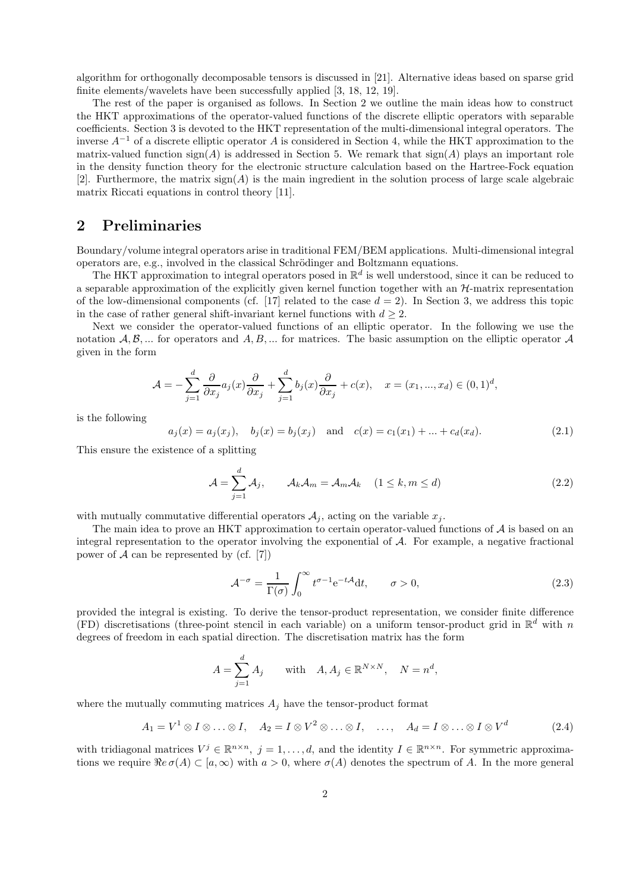algorithm for orthogonally decomposable tensors is discussed in [21]. Alternative ideas based on sparse grid finite elements/wavelets have been successfully applied [3, 18, 12, 19].

The rest of the paper is organised as follows. In Section 2 we outline the main ideas how to construct the HKT approximations of the operator-valued functions of the discrete elliptic operators with separable coefficients. Section 3 is devoted to the HKT representation of the multi-dimensional integral operators. The inverse $A^{-1}$ of a discrete elliptic operator $A$ is considered in Section 4, while the HKT approximation to the matrix-valued function $\mathrm{sign}(A)$ is addressed in Section 5. We remark that $\mathrm{sign}(A)$ plays an important role in the density function theory for the electronic structure calculation based on the Hartree-Fock equation [2]. Furthermore, the matrix $\mathrm{sign}(A)$ is the main ingredient in the solution process of large scale algebraic matrix Riccati equations in control theory [11].

## 2 Preliminaries

Boundary/volume integral operators arise in traditional FEM/BEM applications. Multi-dimensional integral operators are, e.g., involved in the classical Schrödinger and Boltzmann equations.

The HKT approximation to integral operators posed in $\mathbb{R}^d$ is well understood, since it can be reduced to a separable approximation of the explicitly given kernel function together with an $\mathcal{H}$-matrix representation of the low-dimensional components (cf. [17] related to the case $d = 2$). In Section 3, we address this topic in the case of rather general shift-invariant kernel functions with $d \geq 2$.

Next we consider the operator-valued functions of an elliptic operator. In the following we use the notation $\mathcal{A}, \mathcal{B}, ...$ for operators and $A, B, ...$ for matrices. The basic assumption on the elliptic operator $\mathcal{A}$ given in the form

$$\mathcal{A} = -\sum_{j=1}^{d} \frac{\partial}{\partial x_j} a_j(x) \frac{\partial}{\partial x_j} + \sum_{j=1}^{d} b_j(x) \frac{\partial}{\partial x_j} + c(x), \quad x = (x_1, ..., x_d) \in (0,1)^d,$$

is the following

$$a_j(x) = a_j(x_j), \quad b_j(x) = b_j(x_j) \quad \text{and} \quad c(x) = c_1(x_1) + ... + c_d(x_d). \tag{2.1}$$

This ensure the existence of a splitting

$$\mathcal{A} = \sum_{j=1}^{d} \mathcal{A}_j, \qquad \mathcal{A}_k \mathcal{A}_m = \mathcal{A}_m \mathcal{A}_k \quad (1 \leq k, m \leq d) \tag{2.2}$$

with mutually commutative differential operators $\mathcal{A}_j$, acting on the variable $x_j$.

The main idea to prove an HKT approximation to certain operator-valued functions of $\mathcal{A}$ is based on an integral representation to the operator involving the exponential of $\mathcal{A}$. For example, a negative fractional power of $\mathcal{A}$ can be represented by (cf. [7])

$$\mathcal{A}^{-\sigma} = \frac{1}{\Gamma(\sigma)} \int_0^{\infty} t^{\sigma-1} \mathrm{e}^{-t\mathcal{A}} \mathrm{d}t, \qquad \sigma > 0, \tag{2.3}$$

provided the integral is existing. To derive the tensor-product representation, we consider finite difference (FD) discretisations (three-point stencil in each variable) on a uniform tensor-product grid in $\mathbb{R}^d$ with $n$ degrees of freedom in each spatial direction. The discretisation matrix has the form

$$A = \sum_{j=1}^{d} A_j \qquad \text{with} \quad A, A_j \in \mathbb{R}^{N \times N}, \quad N = n^d,$$

where the mutually commuting matrices $A_j$ have the tensor-product format

$$A_1 = V^1 \otimes I \otimes \ldots \otimes I, \quad A_2 = I \otimes V^2 \otimes \ldots \otimes I, \quad \ldots, \quad A_d = I \otimes \ldots \otimes I \otimes V^d \tag{2.4}$$

with tridiagonal matrices $V^j \in \mathbb{R}^{n \times n}$, $j = 1, \ldots, d$, and the identity $I \in \mathbb{R}^{n \times n}$. For symmetric approximations we require $\Re e\, \sigma(A) \subset [a, \infty)$ with $a > 0$, where $\sigma(A)$ denotes the spectrum of $A$. In the more general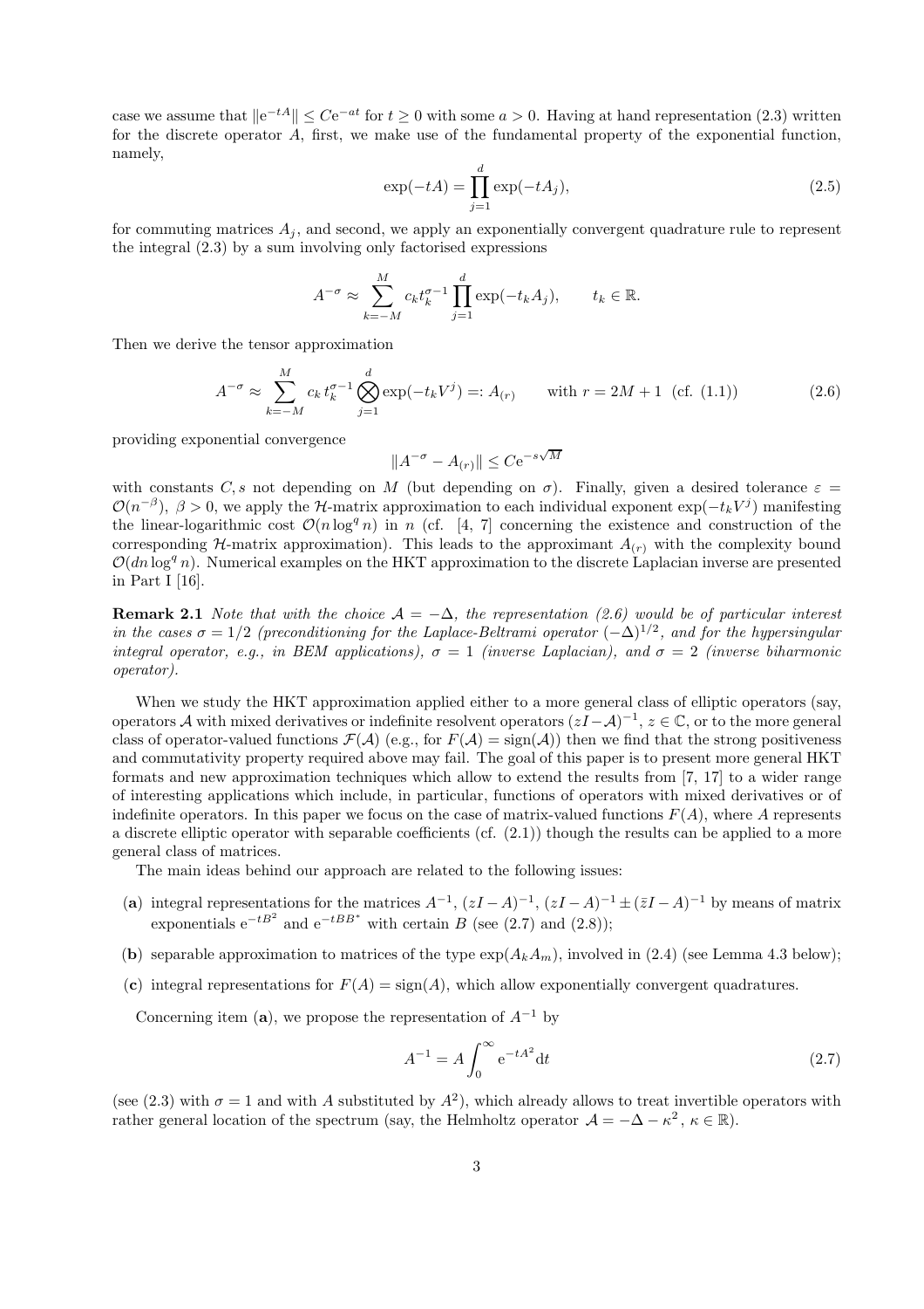case we assume that $\|e^{-tA}\| \le Ce^{-at}$ for $t \ge 0$ with some $a > 0$. Having at hand representation (2.3) written for the discrete operator $A$, first, we make use of the fundamental property of the exponential function, namely,

$$
\exp(-tA) = \prod_{j=1}^{d} \exp(-tA_j), \tag{2.5}
$$

for commuting matrices $A_j$, and second, we apply an exponentially convergent quadrature rule to represent the integral (2.3) by a sum involving only factorised expressions

$$
A^{-\sigma} \approx \sum_{k=-M}^{M} c_k t_k^{\sigma-1} \prod_{j=1}^{d} \exp(-t_k A_j), \qquad t_k \in \mathbb{R}.
$$

Then we derive the tensor approximation

$$
A^{-\sigma} \approx \sum_{k=-M}^{M} c_k \, t_k^{\sigma-1} \bigotimes_{j=1}^{d} \exp(-t_k V^j) =: A_{(r)} \qquad \text{with } r = 2M+1 \;\; \text{(cf. (1.1))} \tag{2.6}
$$

providing exponential convergence

$$
\|A^{-\sigma} - A_{(r)}\| \le C e^{-s\sqrt{M}}
$$

with constants $C, s$ not depending on $M$ (but depending on $\sigma$). Finally, given a desired tolerance $\varepsilon = \mathcal{O}(n^{-\beta})$, $\beta > 0$, we apply the $\mathcal{H}$-matrix approximation to each individual exponent $\exp(-t_k V^j)$ manifesting the linear-logarithmic cost $\mathcal{O}(n \log^q n)$ in $n$ (cf. [4, 7] concerning the existence and construction of the corresponding $\mathcal{H}$-matrix approximation). This leads to the approximant $A_{(r)}$ with the complexity bound $\mathcal{O}(dn \log^q n)$. Numerical examples on the HKT approximation to the discrete Laplacian inverse are presented in Part I [16].

**Remark 2.1** *Note that with the choice $\mathcal{A} = -\Delta$, the representation (2.6) would be of particular interest in the cases $\sigma = 1/2$ (preconditioning for the Laplace-Beltrami operator $(-\Delta)^{1/2}$, and for the hypersingular integral operator, e.g., in BEM applications), $\sigma = 1$ (inverse Laplacian), and $\sigma = 2$ (inverse biharmonic operator).*

When we study the HKT approximation applied either to a more general class of elliptic operators (say, operators $\mathcal{A}$ with mixed derivatives or indefinite resolvent operators $(zI - \mathcal{A})^{-1}$, $z \in \mathbb{C}$, or to the more general class of operator-valued functions $\mathcal{F}(\mathcal{A})$ (e.g., for $F(\mathcal{A}) = \text{sign}(\mathcal{A})$) then we find that the strong positiveness and commutativity property required above may fail. The goal of this paper is to present more general HKT formats and new approximation techniques which allow to extend the results from [7, 17] to a wider range of interesting applications which include, in particular, functions of operators with mixed derivatives or of indefinite operators. In this paper we focus on the case of matrix-valued functions $F(A)$, where $A$ represents a discrete elliptic operator with separable coefficients (cf. (2.1)) though the results can be applied to a more general class of matrices.

The main ideas behind our approach are related to the following issues:

- (**a**) integral representations for the matrices $A^{-1}$, $(zI - A)^{-1}$, $(zI - A)^{-1} \pm (\bar{z}I - A)^{-1}$ by means of matrix exponentials $e^{-tB^2}$ and $e^{-tBB^*}$ with certain $B$ (see (2.7) and (2.8));
- (**b**) separable approximation to matrices of the type $\exp(A_k A_m)$, involved in (2.4) (see Lemma 4.3 below);
- (**c**) integral representations for $F(A) = \text{sign}(A)$, which allow exponentially convergent quadratures.

Concerning item (**a**), we propose the representation of $A^{-1}$ by

$$
A^{-1} = A \int_0^\infty e^{-tA^2} dt \tag{2.7}
$$

(see (2.3) with $\sigma = 1$ and with $A$ substituted by $A^2$), which already allows to treat invertible operators with rather general location of the spectrum (say, the Helmholtz operator $\mathcal{A} = -\Delta - \kappa^2$, $\kappa \in \mathbb{R}$).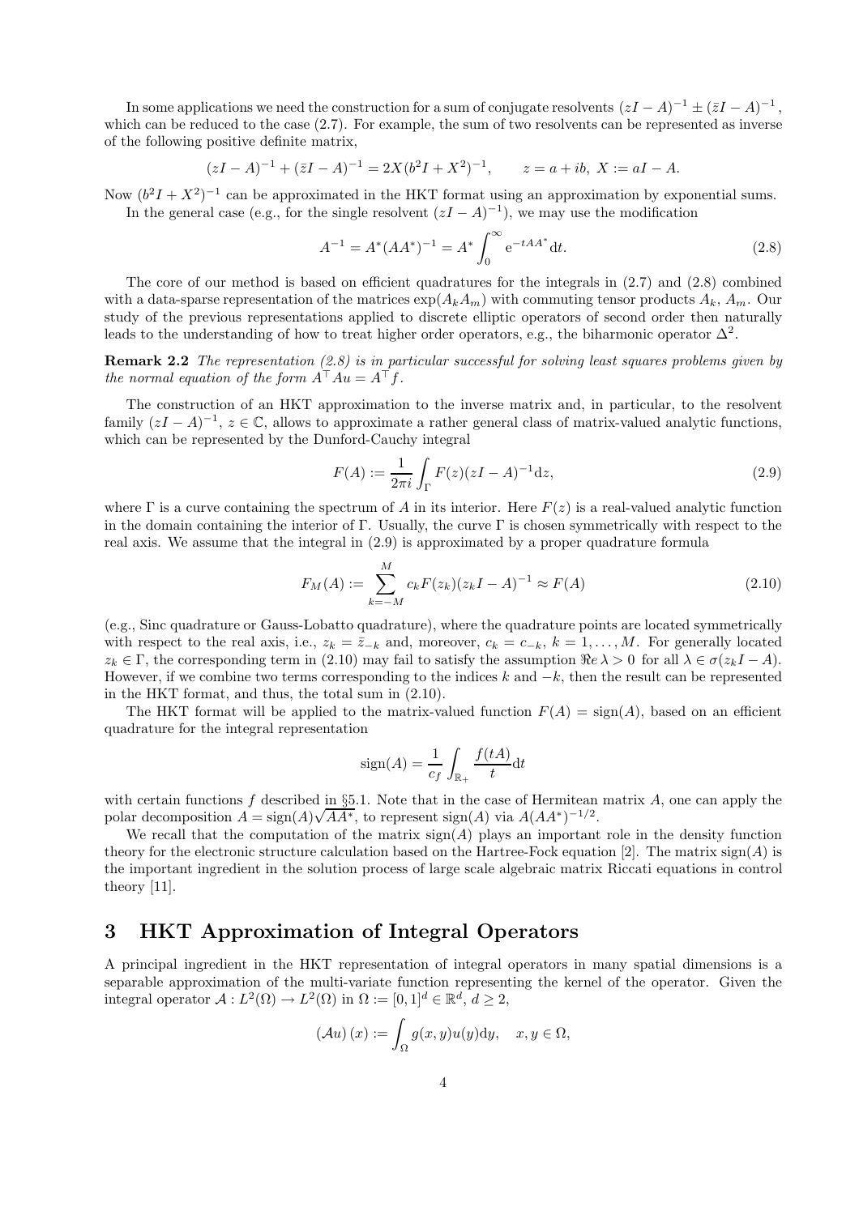In some applications we need the construction for a sum of conjugate resolvents $(zI - A)^{-1} \pm (\bar{z}I - A)^{-1}$, which can be reduced to the case (2.7). For example, the sum of two resolvents can be represented as inverse of the following positive definite matrix,

$$(zI - A)^{-1} + (\bar{z}I - A)^{-1} = 2X(b^2 I + X^2)^{-1}, \qquad z = a + ib, \ X := aI - A.$$

Now $(b^2 I + X^2)^{-1}$ can be approximated in the HKT format using an approximation by exponential sums.

In the general case (e.g., for the single resolvent $(zI - A)^{-1}$), we may use the modification

$$A^{-1} = A^*(AA^*)^{-1} = A^* \int_0^\infty \mathrm{e}^{-tAA^*} \mathrm{d}t. \tag{2.8}$$

The core of our method is based on efficient quadratures for the integrals in (2.7) and (2.8) combined with a data-sparse representation of the matrices $\exp(A_k A_m)$ with commuting tensor products $A_k$, $A_m$. Our study of the previous representations applied to discrete elliptic operators of second order then naturally leads to the understanding of how to treat higher order operators, e.g., the biharmonic operator $\Delta^2$.

**Remark 2.2** *The representation (2.8) is in particular successful for solving least squares problems given by the normal equation of the form $A^\top A u = A^\top f$.*

The construction of an HKT approximation to the inverse matrix and, in particular, to the resolvent family $(zI - A)^{-1}$, $z \in \mathbb{C}$, allows to approximate a rather general class of matrix-valued analytic functions, which can be represented by the Dunford-Cauchy integral

$$F(A) := \frac{1}{2\pi i} \int_\Gamma F(z)(zI - A)^{-1} \mathrm{d}z, \tag{2.9}$$

where $\Gamma$ is a curve containing the spectrum of $A$ in its interior. Here $F(z)$ is a real-valued analytic function in the domain containing the interior of $\Gamma$. Usually, the curve $\Gamma$ is chosen symmetrically with respect to the real axis. We assume that the integral in (2.9) is approximated by a proper quadrature formula

$$F_M(A) := \sum_{k=-M}^{M} c_k F(z_k)(z_k I - A)^{-1} \approx F(A) \tag{2.10}$$

(e.g., Sinc quadrature or Gauss-Lobatto quadrature), where the quadrature points are located symmetrically with respect to the real axis, i.e., $z_k = \bar{z}_{-k}$ and, moreover, $c_k = c_{-k}$, $k = 1, \ldots, M$. For generally located $z_k \in \Gamma$, the corresponding term in (2.10) may fail to satisfy the assumption $\Re e\, \lambda > 0$ for all $\lambda \in \sigma(z_k I - A)$. However, if we combine two terms corresponding to the indices $k$ and $-k$, then the result can be represented in the HKT format, and thus, the total sum in (2.10).

The HKT format will be applied to the matrix-valued function $F(A) = \mathrm{sign}(A)$, based on an efficient quadrature for the integral representation

$$\mathrm{sign}(A) = \frac{1}{c_f} \int_{\mathbb{R}_+} \frac{f(tA)}{t} \mathrm{d}t$$

with certain functions $f$ described in §5.1. Note that in the case of Hermitean matrix $A$, one can apply the polar decomposition $A = \mathrm{sign}(A)\sqrt{AA^*}$, to represent $\mathrm{sign}(A)$ via $A(AA^*)^{-1/2}$.

We recall that the computation of the matrix $\mathrm{sign}(A)$ plays an important role in the density function theory for the electronic structure calculation based on the Hartree-Fock equation [2]. The matrix $\mathrm{sign}(A)$ is the important ingredient in the solution process of large scale algebraic matrix Riccati equations in control theory [11].

# 3 HKT Approximation of Integral Operators

A principal ingredient in the HKT representation of integral operators in many spatial dimensions is a separable approximation of the multi-variate function representing the kernel of the operator. Given the integral operator $\mathcal{A} : L^2(\Omega) \to L^2(\Omega)$ in $\Omega := [0,1]^d \in \mathbb{R}^d$, $d \geq 2$,

$$(\mathcal{A}u)(x) := \int_\Omega g(x,y) u(y) \mathrm{d}y, \quad x, y \in \Omega,$$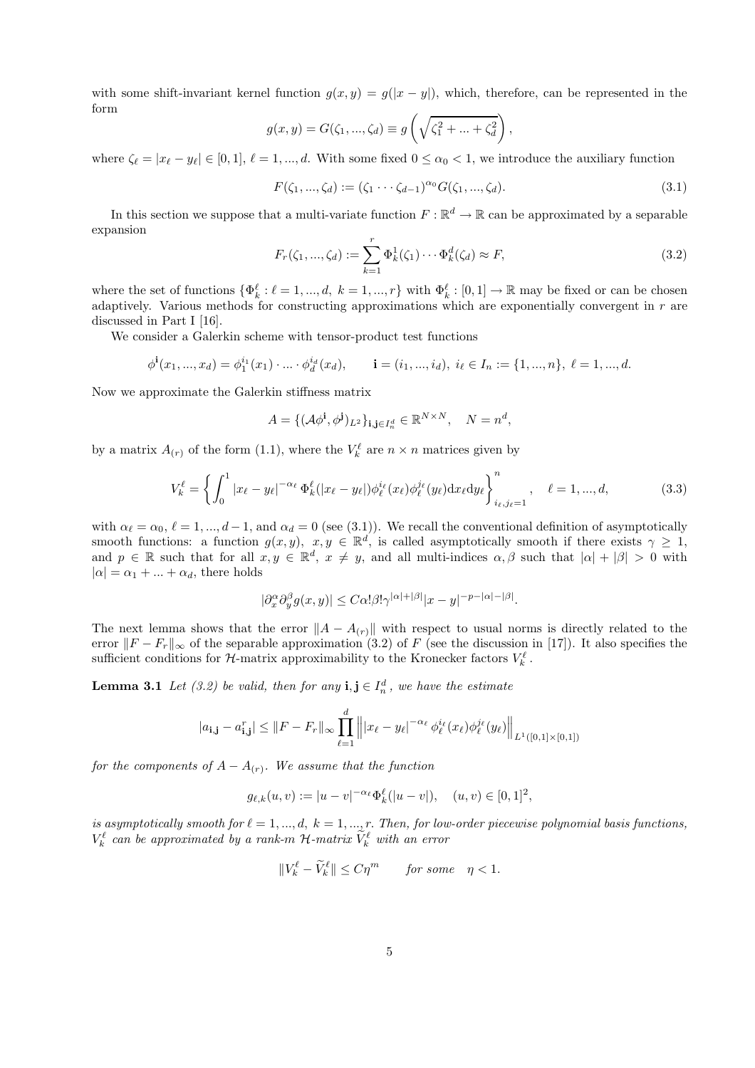with some shift-invariant kernel function $g(x, y) = g(|x - y|)$, which, therefore, can be represented in the form

$$g(x, y) = G(\zeta_1, ..., \zeta_d) \equiv g\left(\sqrt{\zeta_1^2 + ... + \zeta_d^2}\right),$$

where $\zeta_\ell = |x_\ell - y_\ell| \in [0, 1]$, $\ell = 1, ..., d$. With some fixed $0 \leq \alpha_0 < 1$, we introduce the auxiliary function

$$F(\zeta_1, ..., \zeta_d) := (\zeta_1 \cdots \zeta_{d-1})^{\alpha_0} G(\zeta_1, ..., \zeta_d). \tag{3.1}$$

In this section we suppose that a multi-variate function $F : \mathbb{R}^d \to \mathbb{R}$ can be approximated by a separable expansion

$$F_r(\zeta_1, ..., \zeta_d) := \sum_{k=1}^{r} \Phi_k^1(\zeta_1) \cdots \Phi_k^d(\zeta_d) \approx F, \tag{3.2}$$

where the set of functions $\{\Phi_k^\ell : \ell = 1, ..., d, \ k = 1, ..., r\}$ with $\Phi_k^\ell : [0, 1] \to \mathbb{R}$ may be fixed or can be chosen adaptively. Various methods for constructing approximations which are exponentially convergent in $r$ are discussed in Part I [16].

We consider a Galerkin scheme with tensor-product test functions

$$\phi^{\mathbf{i}}(x_1, ..., x_d) = \phi_1^{i_1}(x_1) \cdot ... \cdot \phi_d^{i_d}(x_d), \qquad \mathbf{i} = (i_1, ..., i_d), \ i_\ell \in I_n := \{1, ..., n\}, \ \ell = 1, ..., d.$$

Now we approximate the Galerkin stiffness matrix

$$A = \{(\mathcal{A}\phi^{\mathbf{i}}, \phi^{\mathbf{j}})_{L^2}\}_{\mathbf{i},\mathbf{j} \in I_n^d} \in \mathbb{R}^{N \times N}, \quad N = n^d,$$

by a matrix $A_{(r)}$ of the form (1.1), where the $V_k^\ell$ are $n \times n$ matrices given by

$$V_k^\ell = \left\{ \int_0^1 |x_\ell - y_\ell|^{-\alpha_\ell} \, \Phi_k^\ell(|x_\ell - y_\ell|) \phi_\ell^{i_\ell}(x_\ell) \phi_\ell^{j_\ell}(y_\ell) \mathrm{d}x_\ell \mathrm{d}y_\ell \right\}_{i_\ell, j_\ell = 1}^{n}, \quad \ell = 1, ..., d, \tag{3.3}$$

with $\alpha_\ell = \alpha_0$, $\ell = 1, ..., d-1$, and $\alpha_d = 0$ (see (3.1)). We recall the conventional definition of asymptotically smooth functions: a function $g(x, y)$, $x, y \in \mathbb{R}^d$, is called asymptotically smooth if there exists $\gamma \geq 1$, and $p \in \mathbb{R}$ such that for all $x, y \in \mathbb{R}^d$, $x \neq y$, and all multi-indices $\alpha, \beta$ such that $|\alpha| + |\beta| > 0$ with $|\alpha| = \alpha_1 + ... + \alpha_d$, there holds

$$|\partial_x^\alpha \partial_y^\beta g(x, y)| \leq C \alpha! \beta! \gamma^{|\alpha| + |\beta|} |x - y|^{-p - |\alpha| - |\beta|}.$$

The next lemma shows that the error $\|A - A_{(r)}\|$ with respect to usual norms is directly related to the error $\|F - F_r\|_\infty$ of the separable approximation (3.2) of $F$ (see the discussion in [17]). It also specifies the sufficient conditions for $\mathcal{H}$-matrix approximability to the Kronecker factors $V_k^\ell$.

**Lemma 3.1** *Let (3.2) be valid, then for any $\mathbf{i}, \mathbf{j} \in I_n^d$, we have the estimate*

$$|a_{\mathbf{i},\mathbf{j}} - a_{\mathbf{i},\mathbf{j}}^r| \leq \|F - F_r\|_\infty \prod_{\ell=1}^{d} \left\| |x_\ell - y_\ell|^{-\alpha_\ell} \, \phi_\ell^{i_\ell}(x_\ell) \phi_\ell^{j_\ell}(y_\ell) \right\|_{L^1([0,1] \times [0,1])}$$

*for the components of $A - A_{(r)}$. We assume that the function*

$$g_{\ell,k}(u, v) := |u - v|^{-\alpha_\ell} \Phi_k^\ell(|u - v|), \quad (u, v) \in [0, 1]^2,$$

*is asymptotically smooth for $\ell = 1, ..., d$, $k = 1, ..., r$. Then, for low-order piecewise polynomial basis functions, $V_k^\ell$ can be approximated by a rank-$m$ $\mathcal{H}$-matrix $\widetilde{V}_k^\ell$ with an error*

$$\|V_k^\ell - \widetilde{V}_k^\ell\| \leq C \eta^m \qquad \text{for some} \quad \eta < 1.$$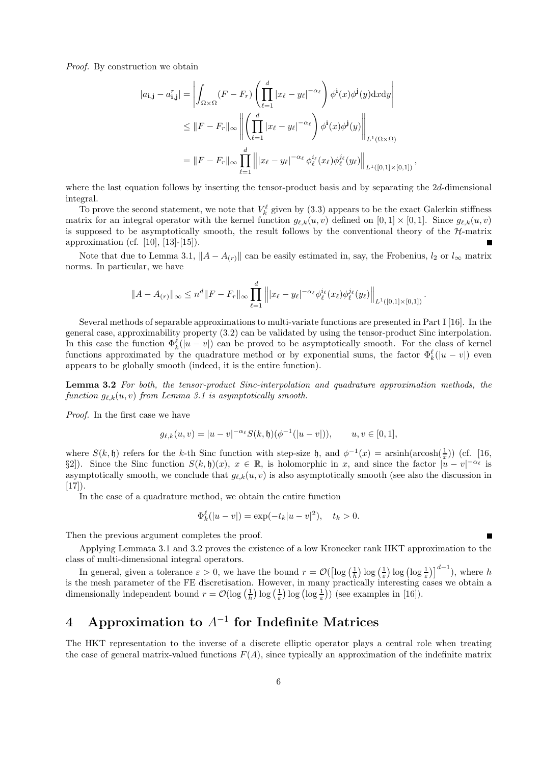*Proof.* By construction we obtain

$$
\begin{aligned}
|a_{\mathbf{i},\mathbf{j}} - a^r_{\mathbf{i},\mathbf{j}}| &= \left| \int_{\Omega\times\Omega} (F - F_r) \left( \prod_{\ell=1}^{d} |x_\ell - y_\ell|^{-\alpha_\ell} \right) \phi^{\mathbf{i}}(x)\phi^{\mathbf{j}}(y) \mathrm{d}x\mathrm{d}y \right| \\
&\leq \|F - F_r\|_\infty \left\| \left( \prod_{\ell=1}^{d} |x_\ell - y_\ell|^{-\alpha_\ell} \right) \phi^{\mathbf{i}}(x)\phi^{\mathbf{j}}(y) \right\|_{L^1(\Omega\times\Omega)} \\
&= \|F - F_r\|_\infty \prod_{\ell=1}^{d} \left\| |x_\ell - y_\ell|^{-\alpha_\ell} \phi^{i_\ell}_\ell(x_\ell)\phi^{j_\ell}_\ell(y_\ell) \right\|_{L^1([0,1]\times[0,1])},
\end{aligned}
$$

where the last equation follows by inserting the tensor-product basis and by separating the $2d$-dimensional integral.

To prove the second statement, we note that $V^\ell_k$ given by (3.3) appears to be the exact Galerkin stiffness matrix for an integral operator with the kernel function $g_{\ell,k}(u,v)$ defined on $[0,1]\times[0,1]$. Since $g_{\ell,k}(u,v)$ is supposed to be asymptotically smooth, the result follows by the conventional theory of the $\mathcal{H}$-matrix approximation (cf. [10], [13]-[15]). ∎

Note that due to Lemma 3.1, $\|A - A_{(r)}\|$ can be easily estimated in, say, the Frobenius, $l_2$ or $l_\infty$ matrix norms. In particular, we have

$$
\|A - A_{(r)}\|_\infty \leq n^d \|F - F_r\|_\infty \prod_{\ell=1}^{d} \left\| |x_\ell - y_\ell|^{-\alpha_\ell} \phi^{i_\ell}_\ell(x_\ell)\phi^{j_\ell}_\ell(y_\ell) \right\|_{L^1([0,1]\times[0,1])}.
$$

Several methods of separable approximations to multi-variate functions are presented in Part I [16]. In the general case, approximability property (3.2) can be validated by using the tensor-product Sinc interpolation. In this case the function $\Phi^\ell_k(|u-v|)$ can be proved to be asymptotically smooth. For the class of kernel functions approximated by the quadrature method or by exponential sums, the factor $\Phi^\ell_k(|u-v|)$ even appears to be globally smooth (indeed, it is the entire function).

**Lemma 3.2** *For both, the tensor-product Sinc-interpolation and quadrature approximation methods, the function $g_{\ell,k}(u,v)$ from Lemma 3.1 is asymptotically smooth.*

*Proof.* In the first case we have

$$
g_{\ell,k}(u,v) = |u-v|^{-\alpha_\ell} S(k,\mathfrak{h})(\phi^{-1}(|u-v|)), \qquad u,v \in [0,1],
$$

where $S(k,\mathfrak{h})$ refers for the $k$-th Sinc function with step-size $\mathfrak{h}$, and $\phi^{-1}(x) = \operatorname{arsinh}(\operatorname{arcosh}(\frac{1}{x}))$ (cf. [16, §2]). Since the Sinc function $S(k,\mathfrak{h})(x)$, $x \in \mathbb{R}$, is holomorphic in $x$, and since the factor $|u-v|^{-\alpha_\ell}$ is asymptotically smooth, we conclude that $g_{\ell,k}(u,v)$ is also asymptotically smooth (see also the discussion in [17]).

In the case of a quadrature method, we obtain the entire function

$$
\Phi^\ell_k(|u-v|) = \exp(-t_k|u-v|^2), \quad t_k > 0.
$$

Then the previous argument completes the proof. ∎

Applying Lemmata 3.1 and 3.2 proves the existence of a low Kronecker rank HKT approximation to the class of multi-dimensional integral operators.

In general, given a tolerance $\varepsilon > 0$, we have the bound $r = \mathcal{O}(\left[\log\left(\frac{1}{h}\right)\log\left(\frac{1}{\varepsilon}\right)\log\left(\log\frac{1}{\varepsilon}\right)\right]^{d-1})$, where $h$ is the mesh parameter of the FE discretisation. However, in many practically interesting cases we obtain a dimensionally independent bound $r = \mathcal{O}(\log\left(\frac{1}{h}\right)\log\left(\frac{1}{\varepsilon}\right)\log\left(\log\frac{1}{\varepsilon}\right))$ (see examples in [16]).

# 4 Approximation to $A^{-1}$ for Indefinite Matrices

The HKT representation to the inverse of a discrete elliptic operator plays a central role when treating the case of general matrix-valued functions $F(A)$, since typically an approximation of the indefinite matrix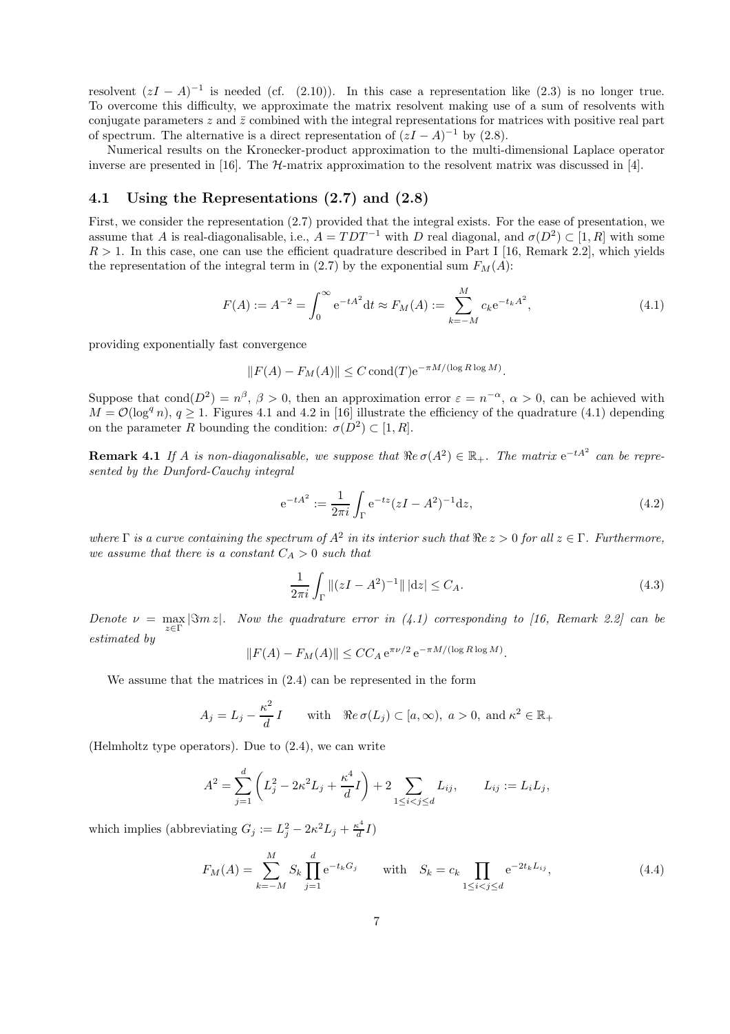resolvent $(zI - A)^{-1}$ is needed (cf. (2.10)). In this case a representation like (2.3) is no longer true. To overcome this difficulty, we approximate the matrix resolvent making use of a sum of resolvents with conjugate parameters $z$ and $\bar{z}$ combined with the integral representations for matrices with positive real part of spectrum. The alternative is a direct representation of $(zI - A)^{-1}$ by (2.8).

Numerical results on the Kronecker-product approximation to the multi-dimensional Laplace operator inverse are presented in [16]. The $\mathcal{H}$-matrix approximation to the resolvent matrix was discussed in [4].

### 4.1 Using the Representations (2.7) and (2.8)

First, we consider the representation (2.7) provided that the integral exists. For the ease of presentation, we assume that $A$ is real-diagonalisable, i.e., $A = TDT^{-1}$ with $D$ real diagonal, and $\sigma(D^2) \subset [1, R]$ with some $R > 1$. In this case, one can use the efficient quadrature described in Part I [16, Remark 2.2], which yields the representation of the integral term in (2.7) by the exponential sum $F_M(A)$:

$$F(A) := A^{-2} = \int_0^\infty \mathrm{e}^{-tA^2} \mathrm{d}t \approx F_M(A) := \sum_{k=-M}^{M} c_k \mathrm{e}^{-t_k A^2}, \tag{4.1}$$

providing exponentially fast convergence

$$\|F(A) - F_M(A)\| \leq C \operatorname{cond}(T) \mathrm{e}^{-\pi M/(\log R \log M)}.$$

Suppose that $\operatorname{cond}(D^2) = n^\beta$, $\beta > 0$, then an approximation error $\varepsilon = n^{-\alpha}$, $\alpha > 0$, can be achieved with $M = \mathcal{O}(\log^q n)$, $q \geq 1$. Figures 4.1 and 4.2 in [16] illustrate the efficiency of the quadrature (4.1) depending on the parameter $R$ bounding the condition: $\sigma(D^2) \subset [1, R]$.

**Remark 4.1** *If $A$ is non-diagonalisable, we suppose that $\Re e\, \sigma(A^2) \in \mathbb{R}_+$. The matrix $\mathrm{e}^{-tA^2}$ can be represented by the Dunford-Cauchy integral*

$$\mathrm{e}^{-tA^2} := \frac{1}{2\pi i} \int_\Gamma \mathrm{e}^{-tz} (zI - A^2)^{-1} \mathrm{d}z, \tag{4.2}$$

*where $\Gamma$ is a curve containing the spectrum of $A^2$ in its interior such that $\Re e\, z > 0$ for all $z \in \Gamma$. Furthermore, we assume that there is a constant $C_A > 0$ such that*

$$\frac{1}{2\pi i} \int_\Gamma \|(zI - A^2)^{-1}\| \, |\mathrm{d}z| \leq C_A. \tag{4.3}$$

*Denote $\nu = \max_{z \in \Gamma} |\Im m\, z|$. Now the quadrature error in (4.1) corresponding to [16, Remark 2.2] can be estimated by*

$$\|F(A) - F_M(A)\| \leq C C_A \, \mathrm{e}^{\pi\nu/2} \, \mathrm{e}^{-\pi M/(\log R \log M)}.$$

We assume that the matrices in (2.4) can be represented in the form

$$A_j = L_j - \frac{\kappa^2}{d} I \qquad \text{with} \quad \Re e\, \sigma(L_j) \subset [a, \infty),\ a > 0, \text{ and } \kappa^2 \in \mathbb{R}_+$$

(Helmholtz type operators). Due to (2.4), we can write

$$A^2 = \sum_{j=1}^{d} \left( L_j^2 - 2\kappa^2 L_j + \frac{\kappa^4}{d} I \right) + 2 \sum_{1 \leq i < j \leq d} L_{ij}, \qquad L_{ij} := L_i L_j,$$

which implies (abbreviating $G_j := L_j^2 - 2\kappa^2 L_j + \frac{\kappa^4}{d} I$)

$$F_M(A) = \sum_{k=-M}^{M} S_k \prod_{j=1}^{d} \mathrm{e}^{-t_k G_j} \qquad \text{with} \quad S_k = c_k \prod_{1 \leq i < j \leq d} \mathrm{e}^{-2t_k L_{ij}}, \tag{4.4}$$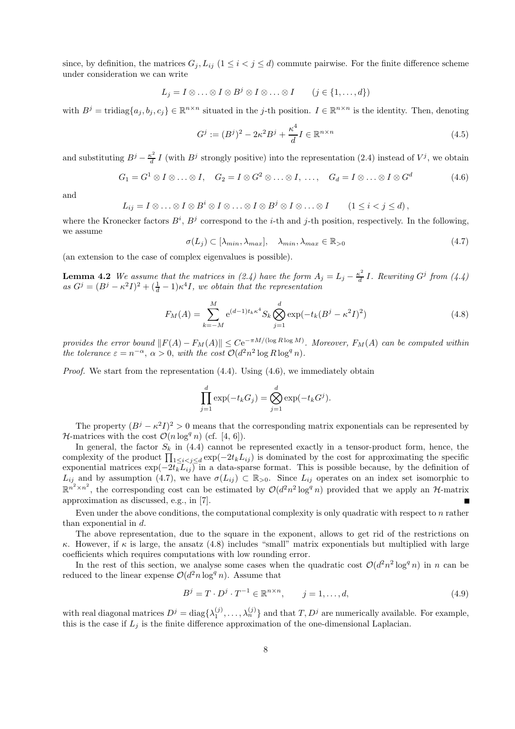since, by definition, the matrices $G_j, L_{ij}$ $(1 \le i < j \le d)$ commute pairwise. For the finite difference scheme under consideration we can write

$$L_j = I \otimes \ldots \otimes I \otimes B^j \otimes I \otimes \ldots \otimes I \qquad (j \in \{1, \ldots, d\})$$

with $B^j = \mathrm{tridiag}\{a_j, b_j, c_j\} \in \mathbb{R}^{n \times n}$ situated in the $j$-th position. $I \in \mathbb{R}^{n \times n}$ is the identity. Then, denoting

$$G^j := (B^j)^2 - 2\kappa^2 B^j + \frac{\kappa^4}{d} I \in \mathbb{R}^{n \times n} \tag{4.5}$$

and substituting $B^j - \frac{\kappa^2}{d} I$ (with $B^j$ strongly positive) into the representation (2.4) instead of $V^j$, we obtain

$$G_1 = G^1 \otimes I \otimes \ldots \otimes I, \quad G_2 = I \otimes G^2 \otimes \ldots \otimes I, \; \ldots, \quad G_d = I \otimes \ldots \otimes I \otimes G^d \tag{4.6}$$

and

$$L_{ij} = I \otimes \ldots \otimes I \otimes B^i \otimes I \otimes \ldots \otimes I \otimes B^j \otimes I \otimes \ldots \otimes I \qquad (1 \le i < j \le d),$$

where the Kronecker factors $B^i$, $B^j$ correspond to the $i$-th and $j$-th position, respectively. In the following, we assume

$$\sigma(L_j) \subset [\lambda_{min}, \lambda_{max}], \quad \lambda_{min}, \lambda_{max} \in \mathbb{R}_{>0} \tag{4.7}$$

(an extension to the case of complex eigenvalues is possible).

**Lemma 4.2** *We assume that the matrices in (2.4) have the form $A_j = L_j - \frac{\kappa^2}{d} I$. Rewriting $G^j$ from (4.4) as $G^j = (B^j - \kappa^2 I)^2 + (\frac{1}{d} - 1)\kappa^4 I$, we obtain that the representation*

$$F_M(A) = \sum_{k=-M}^{M} \mathrm{e}^{(d-1)t_k \kappa^4} S_k \bigotimes_{j=1}^{d} \exp(-t_k (B^j - \kappa^2 I)^2) \tag{4.8}$$

*provides the error bound $\|F(A) - F_M(A)\| \le C\mathrm{e}^{-\pi M/(\log R \log M)}$. Moreover, $F_M(A)$ can be computed within the tolerance $\varepsilon = n^{-\alpha}$, $\alpha > 0$, with the cost $\mathcal{O}(d^2 n^2 \log R \log^q n)$.*

*Proof.* We start from the representation (4.4). Using (4.6), we immediately obtain

$$\prod_{j=1}^{d} \exp(-t_k G_j) = \bigotimes_{j=1}^{d} \exp(-t_k G^j).$$

The property $(B^j - \kappa^2 I)^2 > 0$ means that the corresponding matrix exponentials can be represented by $\mathcal{H}$-matrices with the cost $\mathcal{O}(n \log^q n)$ (cf. [4, 6]).

In general, the factor $S_k$ in (4.4) cannot be represented exactly in a tensor-product form, hence, the complexity of the product $\prod_{1 \le i < j \le d} \exp(-2t_k L_{ij})$ is dominated by the cost for approximating the specific exponential matrices $\exp(-2t_k L_{ij})$ in a data-sparse format. This is possible because, by the definition of $L_{ij}$ and by assumption (4.7), we have $\sigma(L_{ij}) \subset \mathbb{R}_{>0}$. Since $L_{ij}$ operates on an index set isomorphic to $\mathbb{R}^{n^2 \times n^2}$, the corresponding cost can be estimated by $\mathcal{O}(d^2 n^2 \log^q n)$ provided that we apply an $\mathcal{H}$-matrix approximation as discussed, e.g., in [7]. ∎

Even under the above conditions, the computational complexity is only quadratic with respect to $n$ rather than exponential in $d$.

The above representation, due to the square in the exponent, allows to get rid of the restrictions on $\kappa$. However, if $\kappa$ is large, the ansatz (4.8) includes "small" matrix exponentials but multiplied with large coefficients which requires computations with low rounding error.

In the rest of this section, we analyse some cases when the quadratic cost $\mathcal{O}(d^2 n^2 \log^q n)$ in $n$ can be reduced to the linear expense $\mathcal{O}(d^2 n \log^q n)$. Assume that

$$B^j = T \cdot D^j \cdot T^{-1} \in \mathbb{R}^{n \times n}, \qquad j = 1, \ldots, d, \tag{4.9}$$

with real diagonal matrices $D^j = \mathrm{diag}\{\lambda_1^{(j)}, \ldots, \lambda_n^{(j)}\}$ and that $T, D^j$ are numerically available. For example, this is the case if $L_j$ is the finite difference approximation of the one-dimensional Laplacian.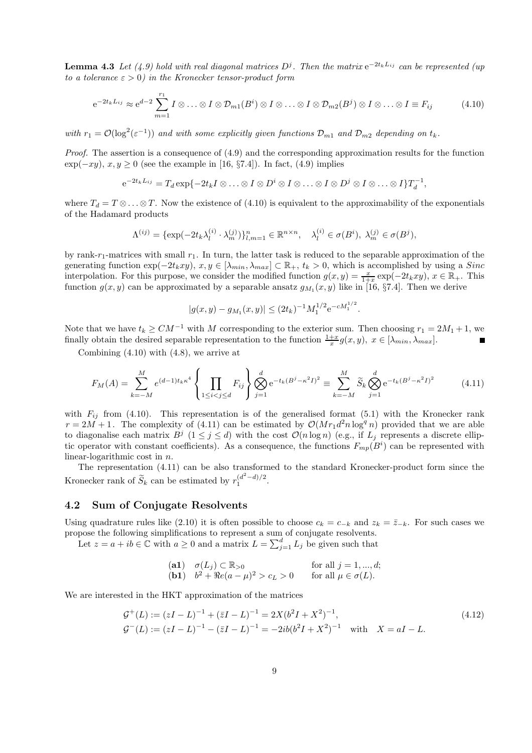**Lemma 4.3** *Let (4.9) hold with real diagonal matrices $D^j$. Then the matrix $\mathrm{e}^{-2t_k L_{ij}}$ can be represented (up to a tolerance $\varepsilon > 0$) in the Kronecker tensor-product form*

$$\mathrm{e}^{-2t_k L_{ij}} \approx \mathrm{e}^{d-2} \sum_{m=1}^{r_1} I \otimes \ldots \otimes I \otimes \mathcal{D}_{m1}(B^i) \otimes I \otimes \ldots \otimes I \otimes \mathcal{D}_{m2}(B^j) \otimes I \otimes \ldots \otimes I \equiv F_{ij} \tag{4.10}$$

*with $r_1 = \mathcal{O}(\log^2(\varepsilon^{-1}))$ and with some explicitly given functions $\mathcal{D}_{m1}$ and $\mathcal{D}_{m2}$ depending on $t_k$.*

*Proof.* The assertion is a consequence of (4.9) and the corresponding approximation results for the function $\exp(-xy)$, $x, y \geq 0$ (see the example in [16, §7.4]). In fact, (4.9) implies

$$\mathrm{e}^{-2t_k L_{ij}} = T_d \exp\{-2t_k I \otimes \ldots \otimes I \otimes D^i \otimes I \otimes \ldots \otimes I \otimes D^j \otimes I \otimes \ldots \otimes I\} T_d^{-1},$$

where $T_d = T \otimes \ldots \otimes T$. Now the existence of (4.10) is equivalent to the approximability of the exponentials of the Hadamard products

$$\Lambda^{(ij)} = \{\exp(-2t_k \lambda_l^{(i)} \cdot \lambda_m^{(j)})\}_{l,m=1}^n \in \mathbb{R}^{n \times n}, \quad \lambda_l^{(i)} \in \sigma(B^i),\ \lambda_m^{(j)} \in \sigma(B^j),$$

by rank-$r_1$-matrices with small $r_1$. In turn, the latter task is reduced to the separable approximation of the generating function $\exp(-2t_k xy)$, $x, y \in [\lambda_{min}, \lambda_{max}] \subset \mathbb{R}_+$, $t_k > 0$, which is accomplished by using a *Sinc* interpolation. For this purpose, we consider the modified function $g(x,y) = \frac{x}{1+x}\exp(-2t_k xy)$, $x \in \mathbb{R}_+$. This function $g(x,y)$ can be approximated by a separable ansatz $g_{M_1}(x,y)$ like in [16, §7.4]. Then we derive

$$|g(x,y) - g_{M_1}(x,y)| \leq (2t_k)^{-1} M_1^{1/2} \mathrm{e}^{-cM_1^{1/2}}.$$

Note that we have $t_k \geq CM^{-1}$ with $M$ corresponding to the exterior sum. Then choosing $r_1 = 2M_1 + 1$, we finally obtain the desired separable representation to the function $\frac{1+x}{x} g(x,y)$, $x \in [\lambda_{min}, \lambda_{max}]$. ∎

Combining (4.10) with (4.8), we arrive at

$$F_M(A) = \sum_{k=-M}^{M} e^{(d-1)t_k \kappa^4} \left\{ \prod_{1 \leq i < j \leq d} F_{ij} \right\} \bigotimes_{j=1}^{d} \mathrm{e}^{-t_k (B^j - \kappa^2 I)^2} \equiv \sum_{k=-M}^{M} \widetilde{S}_k \bigotimes_{j=1}^{d} \mathrm{e}^{-t_k (B^j - \kappa^2 I)^2} \tag{4.11}$$

with $F_{ij}$ from (4.10). This representation is of the generalised format (5.1) with the Kronecker rank $r = 2M + 1$. The complexity of (4.11) can be estimated by $\mathcal{O}(M r_1 d^2 n \log^q n)$ provided that we are able to diagonalise each matrix $B^j$ ($1 \leq j \leq d$) with the cost $\mathcal{O}(n \log n)$ (e.g., if $L_j$ represents a discrete elliptic operator with constant coefficients). As a consequence, the functions $F_{mp}(B^i)$ can be represented with linear-logarithmic cost in $n$.

The representation (4.11) can be also transformed to the standard Kronecker-product form since the Kronecker rank of $\widetilde{S}_k$ can be estimated by $r_1^{(d^2-d)/2}$.

## 4.2 Sum of Conjugate Resolvents

Using quadrature rules like (2.10) it is often possible to choose $c_k = c_{-k}$ and $z_k = \bar{z}_{-k}$. For such cases we propose the following simplifications to represent a sum of conjugate resolvents.

Let $z = a + ib \in \mathbb{C}$ with $a \geq 0$ and a matrix $L = \sum_{j=1}^{d} L_j$ be given such that

- **(a1)** $\sigma(L_j) \subset \mathbb{R}_{>0}$ for all $j = 1, ..., d$;
- **(b1)** $b^2 + \Re e(a - \mu)^2 > c_L > 0$ for all $\mu \in \sigma(L)$.

We are interested in the HKT approximation of the matrices

$$\begin{aligned} \mathcal{G}^+(L) &:= (zI - L)^{-1} + (\bar{z}I - L)^{-1} = 2X(b^2 I + X^2)^{-1}, \\ \mathcal{G}^-(L) &:= (zI - L)^{-1} - (\bar{z}I - L)^{-1} = -2ib(b^2 I + X^2)^{-1} \quad \text{with} \quad X = aI - L. \end{aligned} \tag{4.12}$$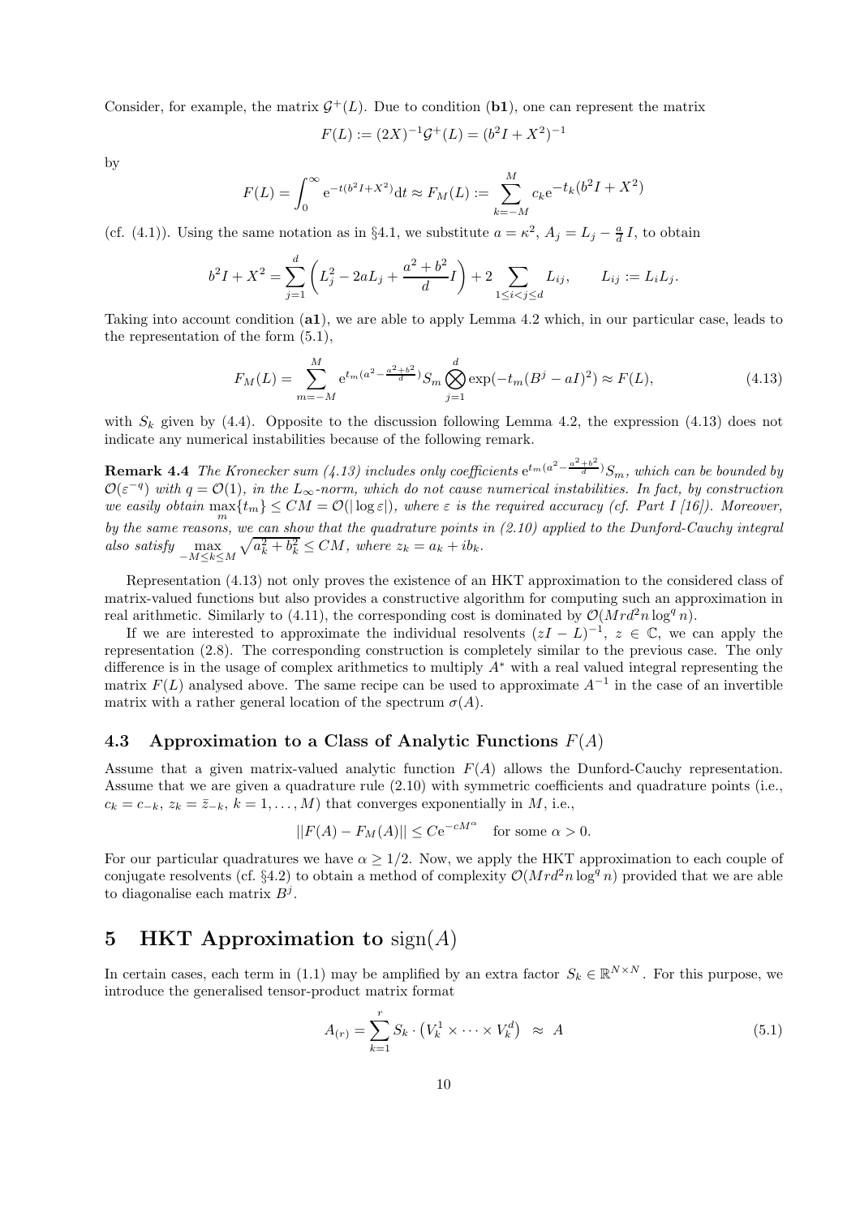Consider, for example, the matrix $\mathcal{G}^+(L)$. Due to condition (**b1**), one can represent the matrix

$$F(L) := (2X)^{-1}\mathcal{G}^+(L) = (b^2 I + X^2)^{-1}$$

by

$$F(L) = \int_0^\infty \mathrm{e}^{-t(b^2 I + X^2)} \mathrm{d}t \approx F_M(L) := \sum_{k=-M}^{M} c_k \mathrm{e}^{-t_k (b^2 I + X^2)}$$

(cf. (4.1)). Using the same notation as in §4.1, we substitute $a = \kappa^2$, $A_j = L_j - \frac{a}{d} I$, to obtain

$$b^2 I + X^2 = \sum_{j=1}^{d} \left( L_j^2 - 2aL_j + \frac{a^2 + b^2}{d} I \right) + 2 \sum_{1 \le i < j \le d} L_{ij}, \qquad L_{ij} := L_i L_j.$$

Taking into account condition (**a1**), we are able to apply Lemma 4.2 which, in our particular case, leads to the representation of the form (5.1),

$$F_M(L) = \sum_{m=-M}^{M} \mathrm{e}^{t_m (a^2 - \frac{a^2+b^2}{d})} S_m \bigotimes_{j=1}^{d} \exp(-t_m (B^j - aI)^2) \approx F(L), \tag{4.13}$$

with $S_k$ given by (4.4). Opposite to the discussion following Lemma 4.2, the expression (4.13) does not indicate any numerical instabilities because of the following remark.

**Remark 4.4** *The Kronecker sum (4.13) includes only coefficients $\mathrm{e}^{t_m (a^2 - \frac{a^2+b^2}{d})} S_m$, which can be bounded by $\mathcal{O}(\varepsilon^{-q})$ with $q = \mathcal{O}(1)$, in the $L_\infty$-norm, which do not cause numerical instabilities. In fact, by construction we easily obtain $\max_m \{t_m\} \le CM = \mathcal{O}(|\log \varepsilon|)$, where $\varepsilon$ is the required accuracy (cf. Part I [16]). Moreover, by the same reasons, we can show that the quadrature points in (2.10) applied to the Dunford-Cauchy integral also satisfy $\max_{-M \le k \le M} \sqrt{a_k^2 + b_k^2} \le CM$, where $z_k = a_k + ib_k$.*

Representation (4.13) not only proves the existence of an HKT approximation to the considered class of matrix-valued functions but also provides a constructive algorithm for computing such an approximation in real arithmetic. Similarly to (4.11), the corresponding cost is dominated by $\mathcal{O}(Mrd^2 n \log^q n)$.

If we are interested to approximate the individual resolvents $(zI - L)^{-1}$, $z \in \mathbb{C}$, we can apply the representation (2.8). The corresponding construction is completely similar to the previous case. The only difference is in the usage of complex arithmetics to multiply $A^*$ with a real valued integral representing the matrix $F(L)$ analysed above. The same recipe can be used to approximate $A^{-1}$ in the case of an invertible matrix with a rather general location of the spectrum $\sigma(A)$.

### 4.3 Approximation to a Class of Analytic Functions $F(A)$

Assume that a given matrix-valued analytic function $F(A)$ allows the Dunford-Cauchy representation. Assume that we are given a quadrature rule (2.10) with symmetric coefficients and quadrature points (i.e., $c_k = c_{-k}$, $z_k = \bar{z}_{-k}$, $k = 1, \ldots, M$) that converges exponentially in $M$, i.e.,

$$||F(A) - F_M(A)|| \le C \mathrm{e}^{-cM^\alpha} \quad \text{for some } \alpha > 0.$$

For our particular quadratures we have $\alpha \ge 1/2$. Now, we apply the HKT approximation to each couple of conjugate resolvents (cf. §4.2) to obtain a method of complexity $\mathcal{O}(Mrd^2 n \log^q n)$ provided that we are able to diagonalise each matrix $B^j$.

## 5 HKT Approximation to $\mathrm{sign}(A)$

In certain cases, each term in (1.1) may be amplified by an extra factor $S_k \in \mathbb{R}^{N \times N}$. For this purpose, we introduce the generalised tensor-product matrix format

$$A_{(r)} = \sum_{k=1}^{r} S_k \cdot \left( V_k^1 \times \cdots \times V_k^d \right) \ \approx \ A \tag{5.1}$$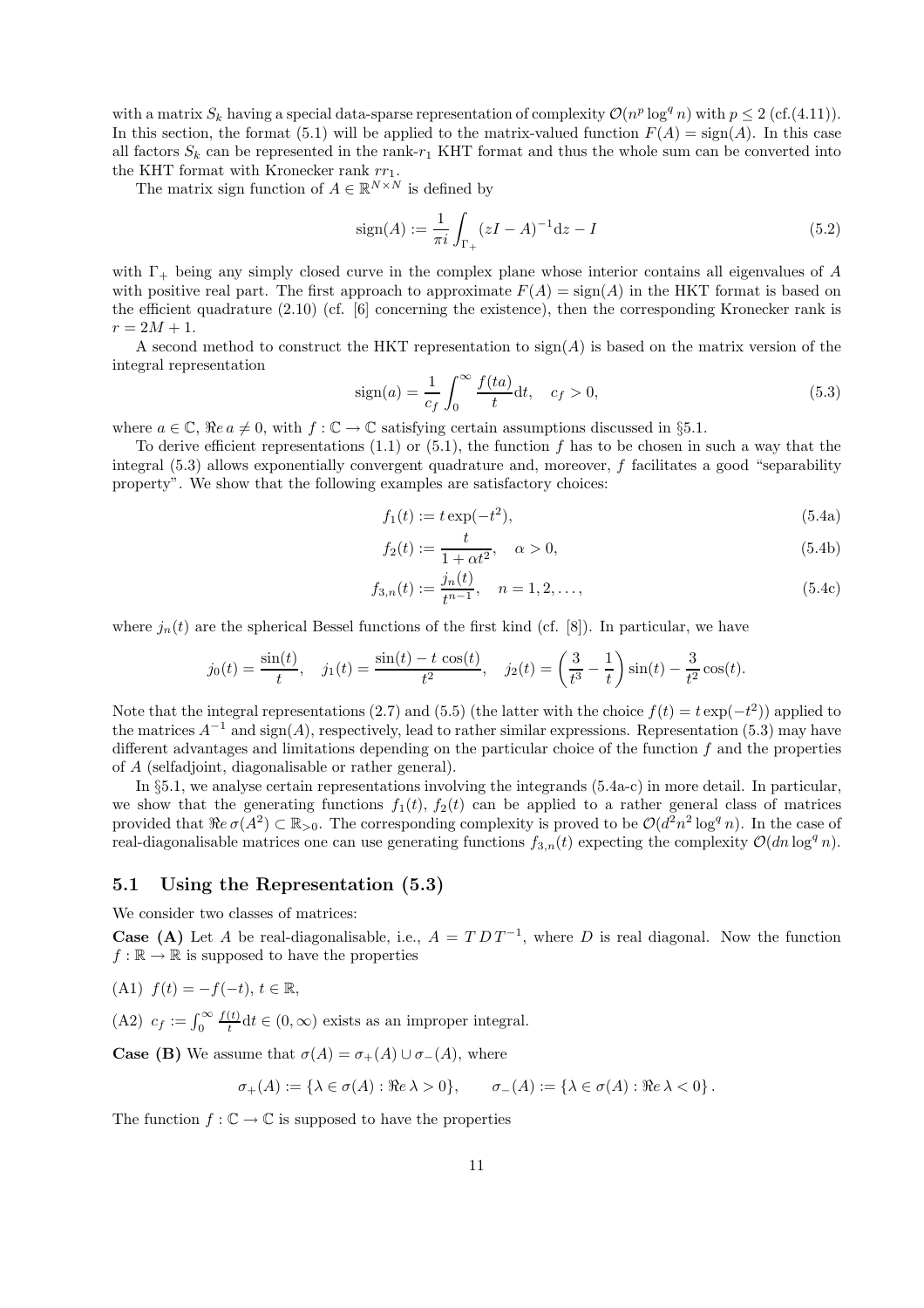with a matrix $S_k$ having a special data-sparse representation of complexity $\mathcal{O}(n^p \log^q n)$ with $p \leq 2$ (cf.(4.11)). In this section, the format (5.1) will be applied to the matrix-valued function $F(A) = \text{sign}(A)$. In this case all factors $S_k$ can be represented in the rank-$r_1$ KHT format and thus the whole sum can be converted into the KHT format with Kronecker rank $rr_1$.

The matrix sign function of $A \in \mathbb{R}^{N \times N}$ is defined by

$$\text{sign}(A) := \frac{1}{\pi i} \int_{\Gamma_+} (zI - A)^{-1} \text{d}z - I \tag{5.2}$$

with $\Gamma_+$ being any simply closed curve in the complex plane whose interior contains all eigenvalues of $A$ with positive real part. The first approach to approximate $F(A) = \text{sign}(A)$ in the HKT format is based on the efficient quadrature (2.10) (cf. [6] concerning the existence), then the corresponding Kronecker rank is $r = 2M + 1$.

A second method to construct the HKT representation to $\text{sign}(A)$ is based on the matrix version of the integral representation

$$\text{sign}(a) = \frac{1}{c_f} \int_0^\infty \frac{f(ta)}{t} \text{d}t, \quad c_f > 0, \tag{5.3}$$

where $a \in \mathbb{C}$, $\Re e\, a \neq 0$, with $f : \mathbb{C} \to \mathbb{C}$ satisfying certain assumptions discussed in §5.1.

To derive efficient representations (1.1) or (5.1), the function $f$ has to be chosen in such a way that the integral (5.3) allows exponentially convergent quadrature and, moreover, $f$ facilitates a good "separability property". We show that the following examples are satisfactory choices:

$$f_1(t) := t \exp(-t^2), \tag{5.4a}$$

$$f_2(t) := \frac{t}{1 + \alpha t^2}, \quad \alpha > 0, \tag{5.4b}$$

$$f_{3,n}(t) := \frac{j_n(t)}{t^{n-1}}, \quad n = 1, 2, \ldots, \tag{5.4c}$$

where $j_n(t)$ are the spherical Bessel functions of the first kind (cf. [8]). In particular, we have

$$j_0(t) = \frac{\sin(t)}{t}, \quad j_1(t) = \frac{\sin(t) - t\cos(t)}{t^2}, \quad j_2(t) = \left(\frac{3}{t^3} - \frac{1}{t}\right)\sin(t) - \frac{3}{t^2}\cos(t).$$

Note that the integral representations (2.7) and (5.5) (the latter with the choice $f(t) = t\exp(-t^2)$) applied to the matrices $A^{-1}$ and $\text{sign}(A)$, respectively, lead to rather similar expressions. Representation (5.3) may have different advantages and limitations depending on the particular choice of the function $f$ and the properties of $A$ (selfadjoint, diagonalisable or rather general).

In §5.1, we analyse certain representations involving the integrands (5.4a-c) in more detail. In particular, we show that the generating functions $f_1(t)$, $f_2(t)$ can be applied to a rather general class of matrices provided that $\Re e\, \sigma(A^2) \subset \mathbb{R}_{>0}$. The corresponding complexity is proved to be $\mathcal{O}(d^2 n^2 \log^q n)$. In the case of real-diagonalisable matrices one can use generating functions $f_{3,n}(t)$ expecting the complexity $\mathcal{O}(dn \log^q n)$.

## 5.1 Using the Representation (5.3)

We consider two classes of matrices:

**Case (A)** Let $A$ be real-diagonalisable, i.e., $A = T\,D\,T^{-1}$, where $D$ is real diagonal. Now the function $f : \mathbb{R} \to \mathbb{R}$ is supposed to have the properties

(A1) $f(t) = -f(-t)$, $t \in \mathbb{R}$,

(A2) $c_f := \int_0^\infty \frac{f(t)}{t} \text{d}t \in (0, \infty)$ exists as an improper integral.

**Case (B)** We assume that $\sigma(A) = \sigma_+(A) \cup \sigma_-(A)$, where

$$\sigma_+(A) := \{\lambda \in \sigma(A) : \Re e\, \lambda > 0\}, \qquad \sigma_-(A) := \{\lambda \in \sigma(A) : \Re e\, \lambda < 0\}.$$

The function $f : \mathbb{C} \to \mathbb{C}$ is supposed to have the properties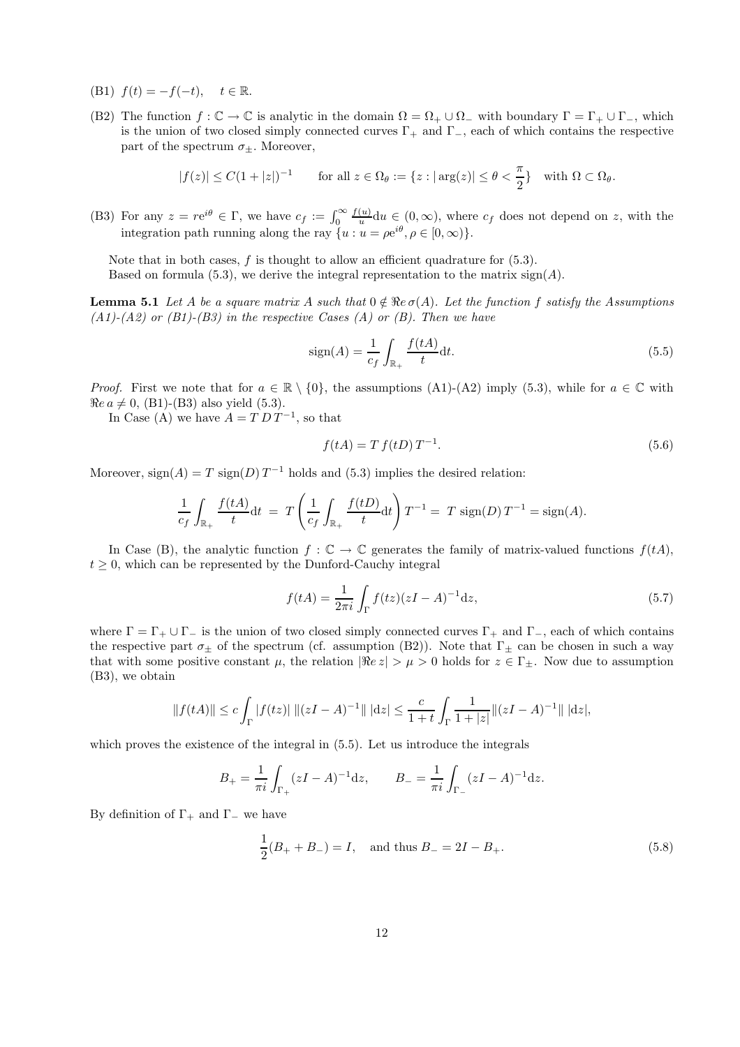(B1) $f(t) = -f(-t), \quad t \in \mathbb{R}$.

(B2) The function $f : \mathbb{C} \to \mathbb{C}$ is analytic in the domain $\Omega = \Omega_+ \cup \Omega_-$ with boundary $\Gamma = \Gamma_+ \cup \Gamma_-$, which is the union of two closed simply connected curves $\Gamma_+$ and $\Gamma_-$, each of which contains the respective part of the spectrum $\sigma_\pm$. Moreover,

$$|f(z)| \leq C(1 + |z|)^{-1} \qquad \text{for all } z \in \Omega_\theta := \{z : |\arg(z)| \leq \theta < \frac{\pi}{2}\} \quad \text{with } \Omega \subset \Omega_\theta.$$

(B3) For any $z = re^{i\theta} \in \Gamma$, we have $c_f := \int_0^\infty \frac{f(u)}{u} \mathrm{d}u \in (0, \infty)$, where $c_f$ does not depend on $z$, with the integration path running along the ray $\{u : u = \rho e^{i\theta}, \rho \in [0, \infty)\}$.

Note that in both cases, $f$ is thought to allow an efficient quadrature for (5.3).

Based on formula (5.3), we derive the integral representation to the matrix $\mathrm{sign}(A)$.

**Lemma 5.1** *Let $A$ be a square matrix $A$ such that $0 \notin \Re e\, \sigma(A)$. Let the function $f$ satisfy the Assumptions (A1)-(A2) or (B1)-(B3) in the respective Cases (A) or (B). Then we have*

$$\mathrm{sign}(A) = \frac{1}{c_f} \int_{\mathbb{R}_+} \frac{f(tA)}{t} \mathrm{d}t. \tag{5.5}$$

*Proof.* First we note that for $a \in \mathbb{R} \setminus \{0\}$, the assumptions (A1)-(A2) imply (5.3), while for $a \in \mathbb{C}$ with $\Re e\, a \neq 0$, (B1)-(B3) also yield (5.3).

In Case (A) we have $A = T\, D\, T^{-1}$, so that

$$f(tA) = T\, f(tD)\, T^{-1}. \tag{5.6}$$

Moreover, $\mathrm{sign}(A) = T\ \mathrm{sign}(D)\, T^{-1}$ holds and (5.3) implies the desired relation:

$$\frac{1}{c_f} \int_{\mathbb{R}_+} \frac{f(tA)}{t} \mathrm{d}t \ = \ T \left( \frac{1}{c_f} \int_{\mathbb{R}_+} \frac{f(tD)}{t} \mathrm{d}t \right) T^{-1} = \ T\ \mathrm{sign}(D)\, T^{-1} = \mathrm{sign}(A).$$

In Case (B), the analytic function $f : \mathbb{C} \to \mathbb{C}$ generates the family of matrix-valued functions $f(tA)$, $t \geq 0$, which can be represented by the Dunford-Cauchy integral

$$f(tA) = \frac{1}{2\pi i} \int_\Gamma f(tz)(zI - A)^{-1} \mathrm{d}z, \tag{5.7}$$

where $\Gamma = \Gamma_+ \cup \Gamma_-$ is the union of two closed simply connected curves $\Gamma_+$ and $\Gamma_-$, each of which contains the respective part $\sigma_\pm$ of the spectrum (cf. assumption (B2)). Note that $\Gamma_\pm$ can be chosen in such a way that with some positive constant $\mu$, the relation $|\Re e\, z| > \mu > 0$ holds for $z \in \Gamma_\pm$. Now due to assumption (B3), we obtain

$$\|f(tA)\| \leq c \int_\Gamma |f(tz)|\, \|(zI - A)^{-1}\|\, |\mathrm{d}z| \leq \frac{c}{1+t} \int_\Gamma \frac{1}{1 + |z|} \|(zI - A)^{-1}\|\, |\mathrm{d}z|,$$

which proves the existence of the integral in (5.5). Let us introduce the integrals

$$B_+ = \frac{1}{\pi i} \int_{\Gamma_+} (zI - A)^{-1} \mathrm{d}z, \qquad B_- = \frac{1}{\pi i} \int_{\Gamma_-} (zI - A)^{-1} \mathrm{d}z.$$

By definition of $\Gamma_+$ and $\Gamma_-$ we have

$$\frac{1}{2}(B_+ + B_-) = I, \quad \text{and thus } B_- = 2I - B_+. \tag{5.8}$$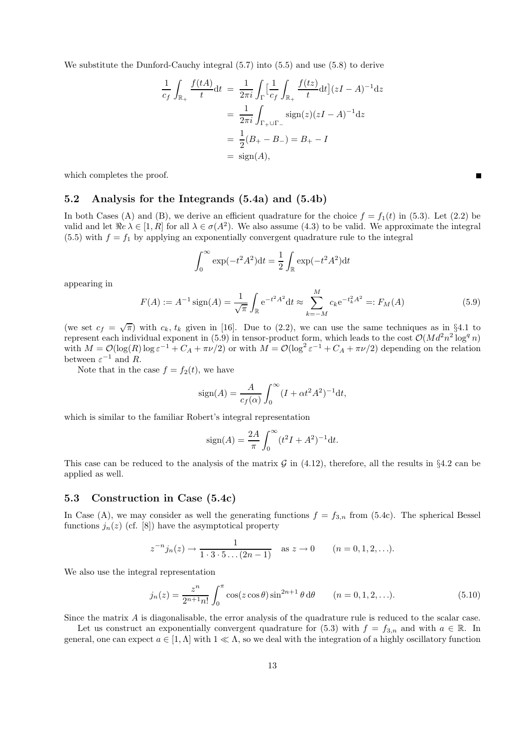We substitute the Dunford-Cauchy integral (5.7) into (5.5) and use (5.8) to derive

$$
\begin{aligned}
\frac{1}{c_f}\int_{\mathbb{R}_+}\frac{f(tA)}{t}\mathrm{d}t &= \frac{1}{2\pi i}\int_{\Gamma}\Big[\frac{1}{c_f}\int_{\mathbb{R}_+}\frac{f(tz)}{t}\mathrm{d}t\Big](zI-A)^{-1}\mathrm{d}z \\
&= \frac{1}{2\pi i}\int_{\Gamma_+\cup\Gamma_-}\operatorname{sign}(z)(zI-A)^{-1}\mathrm{d}z \\
&= \frac{1}{2}(B_+-B_-) = B_+ - I \\
&= \operatorname{sign}(A),
\end{aligned}
$$

which completes the proof. ∎

## 5.2 Analysis for the Integrands (5.4a) and (5.4b)

In both Cases (A) and (B), we derive an efficient quadrature for the choice $f = f_1(t)$ in (5.3). Let (2.2) be valid and let $\Re e\,\lambda \in [1, R]$ for all $\lambda \in \sigma(A^2)$. We also assume (4.3) to be valid. We approximate the integral (5.5) with $f = f_1$ by applying an exponentially convergent quadrature rule to the integral

$$
\int_0^\infty \exp(-t^2A^2)\mathrm{d}t = \frac{1}{2}\int_{\mathbb{R}}\exp(-t^2A^2)\mathrm{d}t
$$

appearing in

$$
F(A) := A^{-1}\operatorname{sign}(A) = \frac{1}{\sqrt{\pi}}\int_{\mathbb{R}}\mathrm{e}^{-t^2A^2}\mathrm{d}t \approx \sum_{k=-M}^{M} c_k \mathrm{e}^{-t_k^2A^2} =: F_M(A) \tag{5.9}
$$

(we set $c_f = \sqrt{\pi}$) with $c_k$, $t_k$ given in [16]. Due to (2.2), we can use the same techniques as in §4.1 to represent each individual exponent in (5.9) in tensor-product form, which leads to the cost $\mathcal{O}(Md^2n^2\log^q n)$ with $M = \mathcal{O}(\log(R)\log\varepsilon^{-1} + C_A + \pi\nu/2)$ or with $M = \mathcal{O}(\log^2\varepsilon^{-1} + C_A + \pi\nu/2)$ depending on the relation between $\varepsilon^{-1}$ and $R$.

Note that in the case $f = f_2(t)$, we have

$$
\operatorname{sign}(A) = \frac{A}{c_f(\alpha)}\int_0^\infty (I + \alpha t^2A^2)^{-1}\mathrm{d}t,
$$

which is similar to the familiar Robert's integral representation

$$
\operatorname{sign}(A) = \frac{2A}{\pi}\int_0^\infty (t^2I + A^2)^{-1}\mathrm{d}t.
$$

This case can be reduced to the analysis of the matrix $\mathcal{G}$ in (4.12), therefore, all the results in §4.2 can be applied as well.

## 5.3 Construction in Case (5.4c)

In Case (A), we may consider as well the generating functions $f = f_{3,n}$ from (5.4c). The spherical Bessel functions $j_n(z)$ (cf. [8]) have the asymptotical property

$$
z^{-n}j_n(z) \to \frac{1}{1\cdot 3\cdot 5\ldots(2n-1)} \quad \text{as } z \to 0 \qquad (n = 0, 1, 2, \ldots).
$$

We also use the integral representation

$$
j_n(z) = \frac{z^n}{2^{n+1}n!}\int_0^\pi \cos(z\cos\theta)\sin^{2n+1}\theta\,\mathrm{d}\theta \qquad (n = 0, 1, 2, \ldots). \tag{5.10}
$$

Since the matrix $A$ is diagonalisable, the error analysis of the quadrature rule is reduced to the scalar case.

Let us construct an exponentially convergent quadrature for (5.3) with $f = f_{3,n}$ and with $a \in \mathbb{R}$. In general, one can expect $a \in [1, \Lambda]$ with $1 \ll \Lambda$, so we deal with the integration of a highly oscillatory function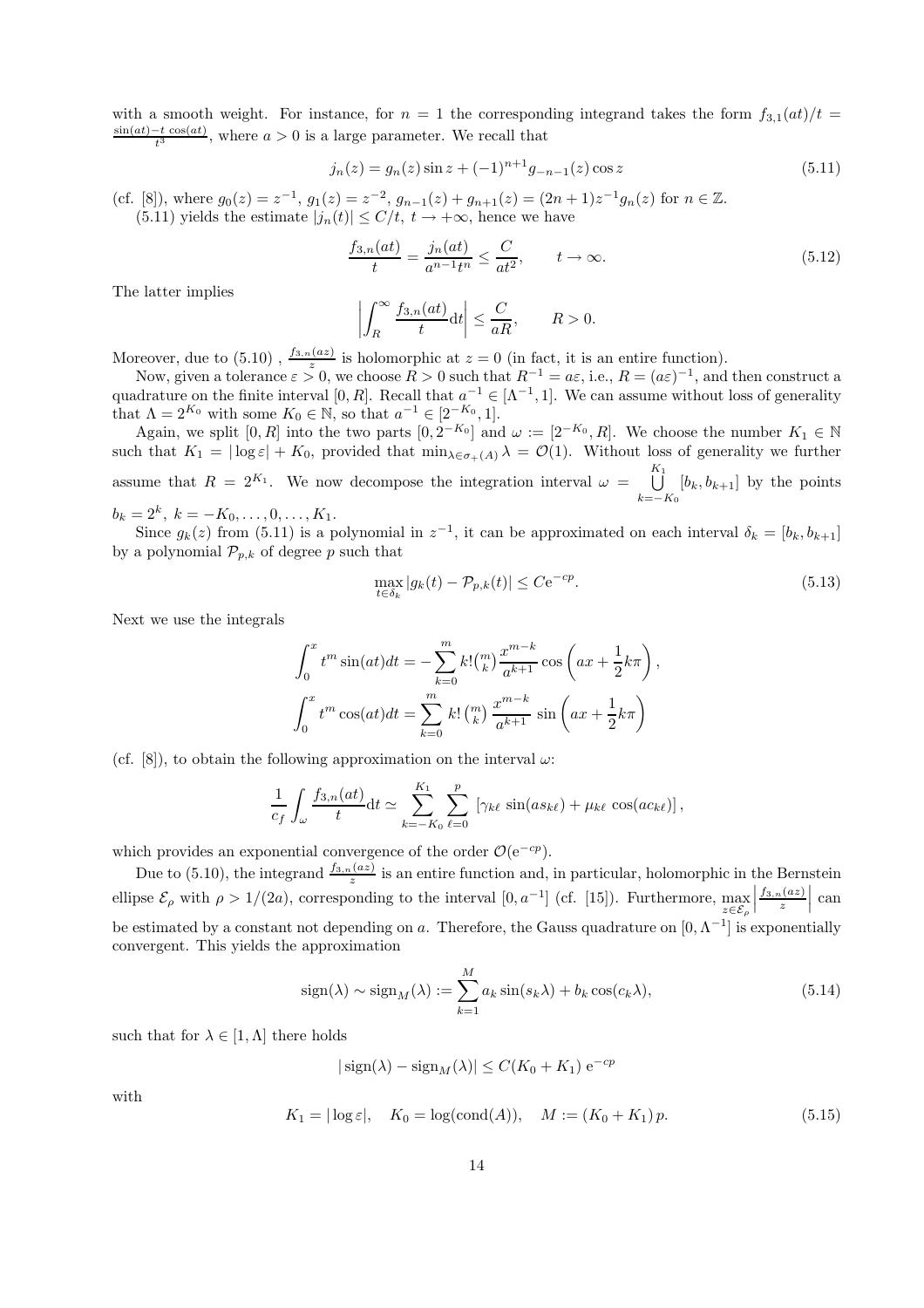with a smooth weight. For instance, for $n = 1$ the corresponding integrand takes the form $f_{3,1}(at)/t = \frac{\sin(at) - t\cos(at)}{t^3}$, where $a > 0$ is a large parameter. We recall that

$$j_n(z) = g_n(z)\sin z + (-1)^{n+1} g_{-n-1}(z)\cos z \tag{5.11}$$

(cf. [8]), where $g_0(z) = z^{-1}$, $g_1(z) = z^{-2}$, $g_{n-1}(z) + g_{n+1}(z) = (2n+1)z^{-1}g_n(z)$ for $n \in \mathbb{Z}$.

(5.11) yields the estimate $|j_n(t)| \le C/t$, $t \to +\infty$, hence we have

$$\frac{f_{3,n}(at)}{t} = \frac{j_n(at)}{a^{n-1}t^n} \le \frac{C}{at^2}, \qquad t \to \infty. \tag{5.12}$$

The latter implies

$$\left| \int_R^\infty \frac{f_{3,n}(at)}{t} \mathrm{d}t \right| \le \frac{C}{aR}, \qquad R > 0.$$

Moreover, due to (5.10) , $\frac{f_{3,n}(az)}{z}$ is holomorphic at $z = 0$ (in fact, it is an entire function).

Now, given a tolerance $\varepsilon > 0$, we choose $R > 0$ such that $R^{-1} = a\varepsilon$, i.e., $R = (a\varepsilon)^{-1}$, and then construct a quadrature on the finite interval $[0, R]$. Recall that $a^{-1} \in [\Lambda^{-1}, 1]$. We can assume without loss of generality that $\Lambda = 2^{K_0}$ with some $K_0 \in \mathbb{N}$, so that $a^{-1} \in [2^{-K_0}, 1]$.

Again, we split $[0, R]$ into the two parts $[0, 2^{-K_0}]$ and $\omega := [2^{-K_0}, R]$. We choose the number $K_1 \in \mathbb{N}$ such that $K_1 = |\log \varepsilon| + K_0$, provided that $\min_{\lambda \in \sigma_+(A)} \lambda = \mathcal{O}(1)$. Without loss of generality we further assume that $R = 2^{K_1}$. We now decompose the integration interval $\omega = \bigcup_{k=-K_0}^{K_1} [b_k, b_{k+1}]$ by the points $b_k = 2^k$, $k = -K_0, \ldots, 0, \ldots, K_1$.

Since $g_k(z)$ from (5.11) is a polynomial in $z^{-1}$, it can be approximated on each interval $\delta_k = [b_k, b_{k+1}]$ by a polynomial $\mathcal{P}_{p,k}$ of degree $p$ such that

$$\max_{t \in \delta_k} |g_k(t) - \mathcal{P}_{p,k}(t)| \le C\mathrm{e}^{-cp}. \tag{5.13}$$

Next we use the integrals

$$\int_0^x t^m \sin(at)dt = -\sum_{k=0}^m k!\binom{m}{k}\frac{x^{m-k}}{a^{k+1}}\cos\left(ax + \frac{1}{2}k\pi\right),$$

$$\int_0^x t^m \cos(at)dt = \sum_{k=0}^m k!\binom{m}{k}\frac{x^{m-k}}{a^{k+1}}\sin\left(ax + \frac{1}{2}k\pi\right)$$

(cf. [8]), to obtain the following approximation on the interval $\omega$:

$$\frac{1}{c_f}\int_\omega \frac{f_{3,n}(at)}{t}\mathrm{d}t \simeq \sum_{k=-K_0}^{K_1}\sum_{\ell=0}^{p} \left[\gamma_{k\ell}\,\sin(as_{k\ell}) + \mu_{k\ell}\,\cos(ac_{k\ell})\right],$$

which provides an exponential convergence of the order $\mathcal{O}(\mathrm{e}^{-cp})$.

Due to (5.10), the integrand $\frac{f_{3,n}(az)}{z}$ is an entire function and, in particular, holomorphic in the Bernstein ellipse $\mathcal{E}_\rho$ with $\rho > 1/(2a)$, corresponding to the interval $[0, a^{-1}]$ (cf. [15]). Furthermore, $\max_{z \in \mathcal{E}_\rho}\left|\frac{f_{3,n}(az)}{z}\right|$ can be estimated by a constant not depending on $a$. Therefore, the Gauss quadrature on $[0, \Lambda^{-1}]$ is exponentially convergent. This yields the approximation

$$\mathrm{sign}(\lambda) \sim \mathrm{sign}_M(\lambda) := \sum_{k=1}^M a_k \sin(s_k\lambda) + b_k\cos(c_k\lambda), \tag{5.14}$$

such that for $\lambda \in [1, \Lambda]$ there holds

$$|\,\mathrm{sign}(\lambda) - \mathrm{sign}_M(\lambda)| \le C(K_0 + K_1)\,\mathrm{e}^{-cp}$$

with

$$K_1 = |\log \varepsilon|, \quad K_0 = \log(\mathrm{cond}(A)), \quad M := (K_0 + K_1)\,p. \tag{5.15}$$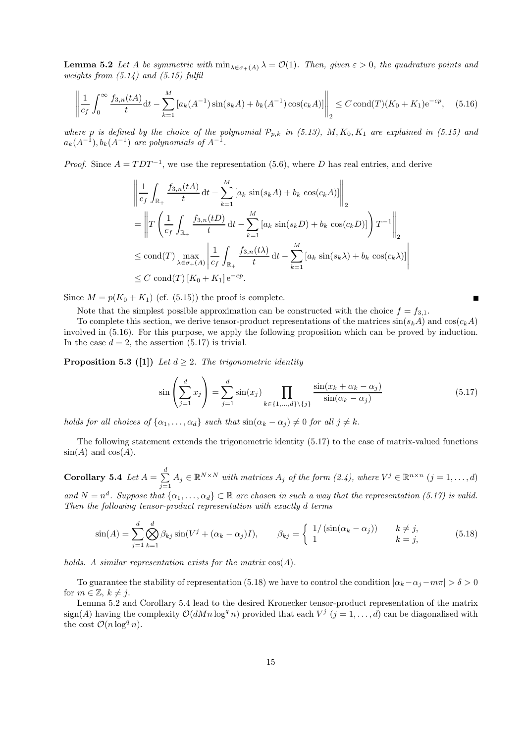**Lemma 5.2** *Let $A$ be symmetric with $\min_{\lambda \in \sigma_+(A)} \lambda = \mathcal{O}(1)$. Then, given $\varepsilon > 0$, the quadrature points and weights from (5.14) and (5.15) fulfil*

$$\left\| \frac{1}{c_f} \int_0^\infty \frac{f_{3,n}(tA)}{t} \mathrm{d}t - \sum_{k=1}^{M} \left[ a_k(A^{-1}) \sin(s_k A) + b_k(A^{-1}) \cos(c_k A) \right] \right\|_2 \leq C \operatorname{cond}(T)(K_0 + K_1) \mathrm{e}^{-cp}, \quad (5.16)$$

*where $p$ is defined by the choice of the polynomial $\mathcal{P}_{p,k}$ in (5.13), $M, K_0, K_1$ are explained in (5.15) and $a_k(A^{-1}), b_k(A^{-1})$ are polynomials of $A^{-1}$.*

*Proof.* Since $A = TDT^{-1}$, we use the representation (5.6), where $D$ has real entries, and derive

$$\begin{aligned}
&\left\| \frac{1}{c_f} \int_{\mathbb{R}_+} \frac{f_{3,n}(tA)}{t} \, \mathrm{d}t - \sum_{k=1}^{M} \left[ a_k \, \sin(s_k A) + b_k \, \cos(c_k A) \right] \right\|_2 \\
&= \left\| T \left( \frac{1}{c_f} \int_{\mathbb{R}_+} \frac{f_{3,n}(tD)}{t} \, \mathrm{d}t - \sum_{k=1}^{M} \left[ a_k \, \sin(s_k D) + b_k \, \cos(c_k D) \right] \right) T^{-1} \right\|_2 \\
&\leq \operatorname{cond}(T) \max_{\lambda \in \sigma_+(A)} \left| \frac{1}{c_f} \int_{\mathbb{R}_+} \frac{f_{3,n}(t\lambda)}{t} \, \mathrm{d}t - \sum_{k=1}^{M} \left[ a_k \, \sin(s_k \lambda) + b_k \, \cos(c_k \lambda) \right] \right| \\
&\leq C \, \operatorname{cond}(T) \left[ K_0 + K_1 \right] \mathrm{e}^{-cp}.
\end{aligned}$$

Since $M = p(K_0 + K_1)$ (cf. (5.15)) the proof is complete. ∎

Note that the simplest possible approximation can be constructed with the choice $f = f_{3,1}$.

To complete this section, we derive tensor-product representations of the matrices $\sin(s_k A)$ and $\cos(c_k A)$ involved in (5.16). For this purpose, we apply the following proposition which can be proved by induction. In the case $d = 2$, the assertion (5.17) is trivial.

**Proposition 5.3 ([1])** *Let $d \geq 2$. The trigonometric identity*

$$\sin\left( \sum_{j=1}^{d} x_j \right) = \sum_{j=1}^{d} \sin(x_j) \prod_{k \in \{1,\ldots,d\} \setminus \{j\}} \frac{\sin(x_k + \alpha_k - \alpha_j)}{\sin(\alpha_k - \alpha_j)} \quad (5.17)$$

*holds for all choices of $\{\alpha_1, \ldots, \alpha_d\}$ such that $\sin(\alpha_k - \alpha_j) \neq 0$ for all $j \neq k$.*

The following statement extends the trigonometric identity (5.17) to the case of matrix-valued functions $\sin(A)$ and $\cos(A)$.

**Corollary 5.4** *Let $A = \sum_{j=1}^{d} A_j \in \mathbb{R}^{N \times N}$ with matrices $A_j$ of the form (2.4), where $V^j \in \mathbb{R}^{n \times n}$ $(j = 1, \ldots, d)$ and $N = n^d$. Suppose that $\{\alpha_1, \ldots, \alpha_d\} \subset \mathbb{R}$ are chosen in such a way that the representation (5.17) is valid. Then the following tensor-product representation with exactly $d$ terms*

$$\sin(A) = \sum_{j=1}^{d} \bigotimes_{k=1}^{d} \beta_{kj} \sin(V^j + (\alpha_k - \alpha_j)I), \qquad \beta_{kj} = \begin{cases} 1/\left(\sin(\alpha_k - \alpha_j)\right) & k \neq j, \\ 1 & k = j, \end{cases} \quad (5.18)$$

*holds. A similar representation exists for the matrix $\cos(A)$.*

To guarantee the stability of representation (5.18) we have to control the condition $|\alpha_k - \alpha_j - m\pi| > \delta > 0$ for $m \in \mathbb{Z}$, $k \neq j$.

Lemma 5.2 and Corollary 5.4 lead to the desired Kronecker tensor-product representation of the matrix $\operatorname{sign}(A)$ having the complexity $\mathcal{O}(dMn \log^q n)$ provided that each $V^j$ $(j = 1, \ldots, d)$ can be diagonalised with the cost $\mathcal{O}(n \log^q n)$.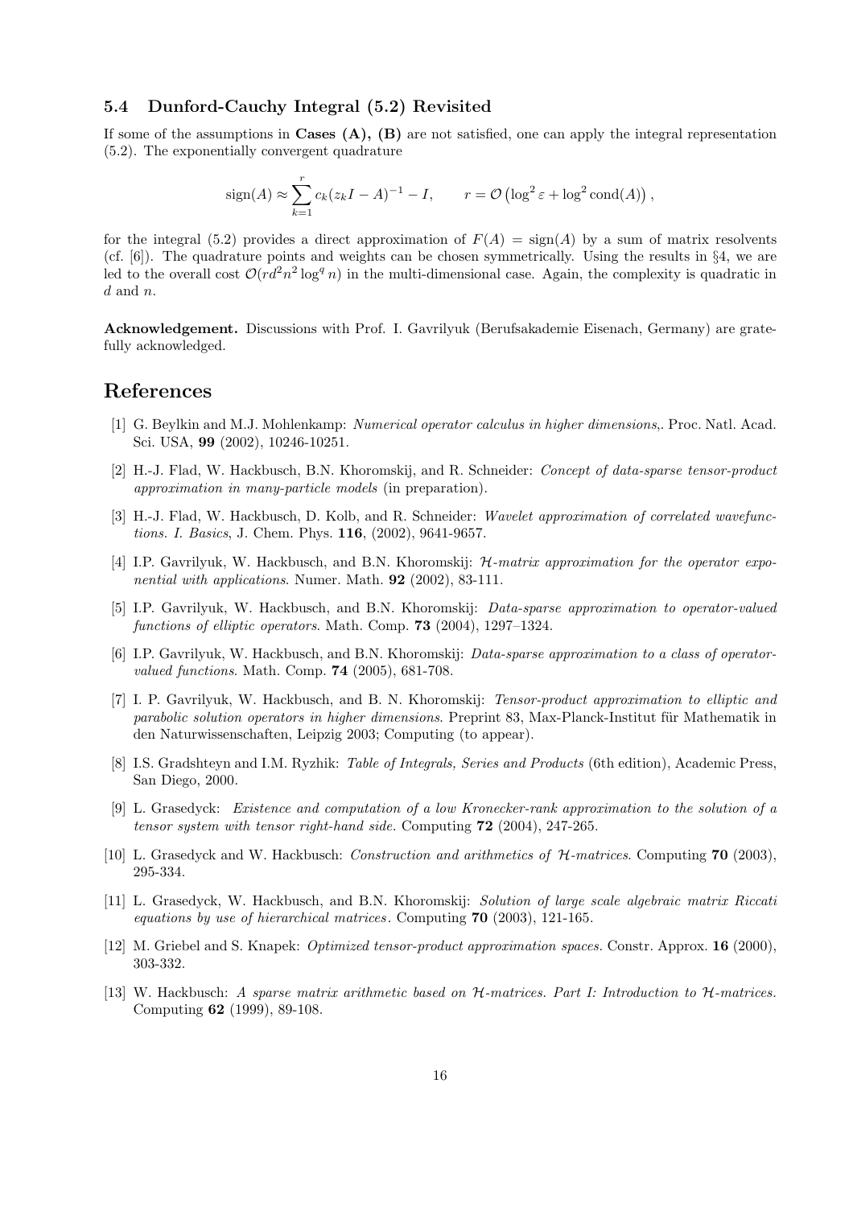### 5.4 Dunford-Cauchy Integral (5.2) Revisited

If some of the assumptions in **Cases (A), (B)** are not satisfied, one can apply the integral representation (5.2). The exponentially convergent quadrature

$$\operatorname{sign}(A) \approx \sum_{k=1}^{r} c_k (z_k I - A)^{-1} - I, \qquad r = \mathcal{O}\left(\log^2 \varepsilon + \log^2 \operatorname{cond}(A)\right),$$

for the integral (5.2) provides a direct approximation of $F(A) = \operatorname{sign}(A)$ by a sum of matrix resolvents (cf. [6]). The quadrature points and weights can be chosen symmetrically. Using the results in §4, we are led to the overall cost $\mathcal{O}(rd^2n^2\log^q n)$ in the multi-dimensional case. Again, the complexity is quadratic in $d$ and $n$.

**Acknowledgement.** Discussions with Prof. I. Gavrilyuk (Berufsakademie Eisenach, Germany) are gratefully acknowledged.

## References

[1] G. Beylkin and M.J. Mohlenkamp: *Numerical operator calculus in higher dimensions,*. Proc. Natl. Acad. Sci. USA, **99** (2002), 10246-10251.

[2] H.-J. Flad, W. Hackbusch, B.N. Khoromskij, and R. Schneider: *Concept of data-sparse tensor-product approximation in many-particle models* (in preparation).

[3] H.-J. Flad, W. Hackbusch, D. Kolb, and R. Schneider: *Wavelet approximation of correlated wavefunctions. I. Basics*, J. Chem. Phys. **116**, (2002), 9641-9657.

[4] I.P. Gavrilyuk, W. Hackbusch, and B.N. Khoromskij: *$\mathcal{H}$-matrix approximation for the operator exponential with applications*. Numer. Math. **92** (2002), 83-111.

[5] I.P. Gavrilyuk, W. Hackbusch, and B.N. Khoromskij: *Data-sparse approximation to operator-valued functions of elliptic operators*. Math. Comp. **73** (2004), 1297–1324.

[6] I.P. Gavrilyuk, W. Hackbusch, and B.N. Khoromskij: *Data-sparse approximation to a class of operator-valued functions*. Math. Comp. **74** (2005), 681-708.

[7] I. P. Gavrilyuk, W. Hackbusch, and B. N. Khoromskij: *Tensor-product approximation to elliptic and parabolic solution operators in higher dimensions*. Preprint 83, Max-Planck-Institut für Mathematik in den Naturwissenschaften, Leipzig 2003; Computing (to appear).

[8] I.S. Gradshteyn and I.M. Ryzhik: *Table of Integrals, Series and Products* (6th edition), Academic Press, San Diego, 2000.

[9] L. Grasedyck: *Existence and computation of a low Kronecker-rank approximation to the solution of a tensor system with tensor right-hand side.* Computing **72** (2004), 247-265.

[10] L. Grasedyck and W. Hackbusch: *Construction and arithmetics of $\mathcal{H}$-matrices*. Computing **70** (2003), 295-334.

[11] L. Grasedyck, W. Hackbusch, and B.N. Khoromskij: *Solution of large scale algebraic matrix Riccati equations by use of hierarchical matrices*. Computing **70** (2003), 121-165.

[12] M. Griebel and S. Knapek: *Optimized tensor-product approximation spaces.* Constr. Approx. **16** (2000), 303-332.

[13] W. Hackbusch: *A sparse matrix arithmetic based on $\mathcal{H}$-matrices. Part I: Introduction to $\mathcal{H}$-matrices.* Computing **62** (1999), 89-108.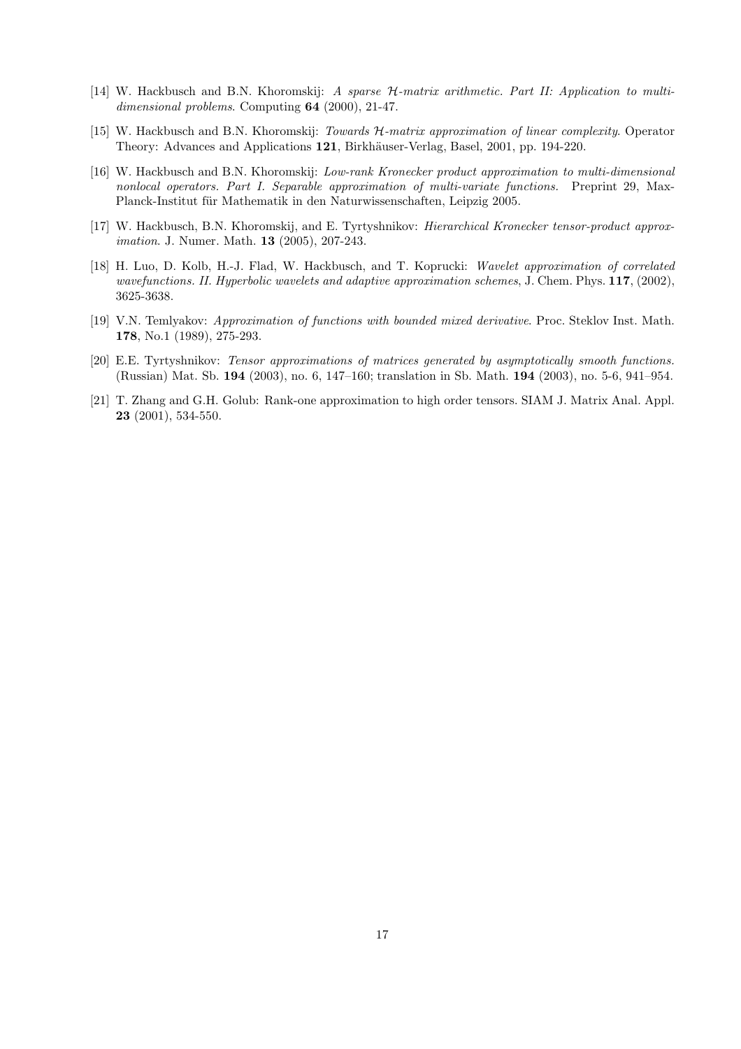[14] W. Hackbusch and B.N. Khoromskij: *A sparse $\mathcal{H}$-matrix arithmetic. Part II: Application to multi-dimensional problems*. Computing **64** (2000), 21-47.

[15] W. Hackbusch and B.N. Khoromskij: *Towards $\mathcal{H}$-matrix approximation of linear complexity*. Operator Theory: Advances and Applications **121**, Birkhäuser-Verlag, Basel, 2001, pp. 194-220.

[16] W. Hackbusch and B.N. Khoromskij: *Low-rank Kronecker product approximation to multi-dimensional nonlocal operators. Part I. Separable approximation of multi-variate functions.* Preprint 29, Max-Planck-Institut für Mathematik in den Naturwissenschaften, Leipzig 2005.

[17] W. Hackbusch, B.N. Khoromskij, and E. Tyrtyshnikov: *Hierarchical Kronecker tensor-product approximation*. J. Numer. Math. **13** (2005), 207-243.

[18] H. Luo, D. Kolb, H.-J. Flad, W. Hackbusch, and T. Koprucki: *Wavelet approximation of correlated wavefunctions. II. Hyperbolic wavelets and adaptive approximation schemes*, J. Chem. Phys. **117**, (2002), 3625-3638.

[19] V.N. Temlyakov: *Approximation of functions with bounded mixed derivative*. Proc. Steklov Inst. Math. **178**, No.1 (1989), 275-293.

[20] E.E. Tyrtyshnikov: *Tensor approximations of matrices generated by asymptotically smooth functions.* (Russian) Mat. Sb. **194** (2003), no. 6, 147–160; translation in Sb. Math. **194** (2003), no. 5-6, 941–954.

[21] T. Zhang and G.H. Golub: Rank-one approximation to high order tensors. SIAM J. Matrix Anal. Appl. **23** (2001), 534-550.